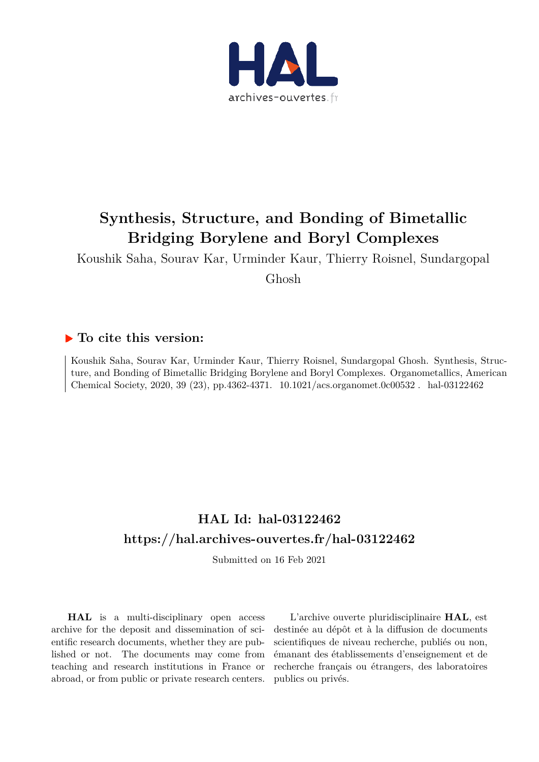# Synthesis, Structure, and Bonding of Bimetallic Bridging Borylene and Boryl Complexes

Koushik Saha, Sourav Kar, Urminder Kaur, Thierry Roisnel, Sundargopal Ghosh

## ▶ To cite this version:

Koushik Saha, Sourav Kar, Urminder Kaur, Thierry Roisnel, Sundargopal Ghosh. Synthesis, Structure, and Bonding of Bimetallic Bridging Borylene and Boryl Complexes. Organometallics, American Chemical Society, 2020, 39 (23), pp.4362-4371. 10.1021/acs.organomet.0c00532 . hal-03122462

## HAL Id: hal-03122462

## https://hal.archives-ouvertes.fr/hal-03122462

Submitted on 16 Feb 2021

**HAL** is a multi-disciplinary open access archive for the deposit and dissemination of scientific research documents, whether they are published or not. The documents may come from teaching and research institutions in France or abroad, or from public or private research centers.

L'archive ouverte pluridisciplinaire **HAL**, est destinée au dépôt et à la diffusion de documents scientifiques de niveau recherche, publiés ou non, émanant des établissements d'enseignement et de recherche français ou étrangers, des laboratoires publics ou privés.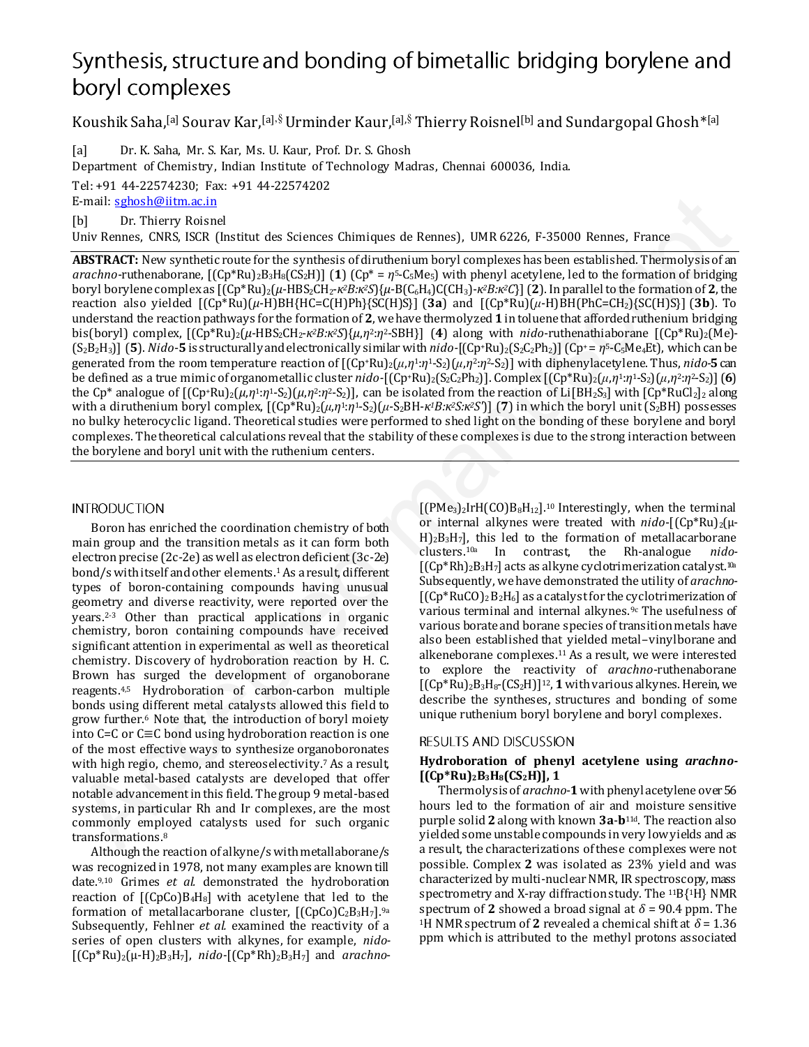# Synthesis, structure and bonding of bimetallic bridging borylene and boryl complexes

Koushik Saha,[a] Sourav Kar,[a],§ Urminder Kaur,[a],§ Thierry Roisnel[b] and Sundargopal Ghosh*[a]

[a] Dr. K. Saha, Mr. S. Kar, Ms. U. Kaur, Prof. Dr. S. Ghosh
Department of Chemistry, Indian Institute of Technology Madras, Chennai 600036, India.
Tel: +91 44-22574230; Fax: +91 44-22574202
E-mail: sghosh@iitm.ac.in

[b] Dr. Thierry Roisnel
Univ Rennes, CNRS, ISCR (Institut des Sciences Chimiques de Rennes), UMR 6226, F-35000 Rennes, France

**ABSTRACT:** New synthetic route for the synthesis of diruthenium boryl complexes has been established. Thermolysis of an *arachno*-ruthenaborane, $[(Cp^*Ru)_2B_3H_8(CS_2H)]$ (**1**) ($Cp^*$ = $\eta^5$-$C_5Me_5$) with phenyl acetylene, led to the formation of bridging boryl borylene complex as $[(Cp^*Ru)_2(\mu\text{-}HBS_2CH_2\text{-}\kappa^2B{:}\kappa^2S)\{\mu\text{-}B(C_6H_4)C(CH_3)\text{-}\kappa^2B{:}\kappa^2C\}]$ (**2**). In parallel to the formation of **2**, the reaction also yielded $[(Cp^*Ru)(\mu\text{-}H)BH\{HC{=}C(H)Ph\}\{SC(H)S\}]$ (**3a**) and $[(Cp^*Ru)(\mu\text{-}H)BH(PhC{=}CH_2)\{SC(H)S\}]$ (**3b**). To understand the reaction pathways for the formation of **2**, we have thermolyzed **1** in toluene that afforded ruthenium bridging bis(boryl) complex, $[(Cp^*Ru)_2(\mu\text{-}HBS_2CH_2\text{-}\kappa^2B{:}\kappa^2S)\{\mu,\eta^2{:}\eta^2\text{-}SBH\}]$ (**4**) along with *nido*-ruthenathiaborane $[(Cp^*Ru)_2(Me)\text{-}(S_2B_2H_3)]$ (**5**). *Nido*-**5** is structurally and electronically similar with *nido*-$[(Cp^{+}Ru)_2(S_2C_2Ph_2)]$ ($Cp^{+}$ = $\eta^5$-$C_5Me_4Et$), which can be generated from the room temperature reaction of $[(Cp^{+}Ru)_2(\mu,\eta^1{:}\eta^1\text{-}S_2)(\mu,\eta^2{:}\eta^2\text{-}S_2)]$ with diphenylacetylene. Thus, *nido*-**5** can be defined as a true mimic of organometallic cluster *nido*-$[(Cp^{+}Ru)_2(S_2C_2Ph_2)]$. Complex $[(Cp^*Ru)_2(\mu,\eta^1{:}\eta^1\text{-}S_2)(\mu,\eta^2{:}\eta^2\text{-}S_2)]$ (**6**) the $Cp^*$ analogue of $[(Cp^{+}Ru)_2(\mu,\eta^1{:}\eta^1\text{-}S_2)(\mu,\eta^2{:}\eta^2\text{-}S_2)]$, can be isolated from the reaction of $Li[BH_2S_3]$ with $[Cp^*RuCl_2]_2$ along with a diruthenium boryl complex, $[(Cp^*Ru)_2(\mu,\eta^1{:}\eta^1\text{-}S_2)(\mu\text{-}S_2BH\text{-}\kappa^1B{:}\kappa^2S{:}\kappa^2S')]$ (**7**) in which the boryl unit ($S_2BH$) possesses no bulky heterocyclic ligand. Theoretical studies were performed to shed light on the bonding of these borylene and boryl complexes. The theoretical calculations reveal that the stability of these complexes is due to the strong interaction between the borylene and boryl unit with the ruthenium centers.

## INTRODUCTION

Boron has enriched the coordination chemistry of both main group and the transition metals as it can form both electron precise (2c-2e) as well as electron deficient (3c-2e) bond/s with itself and other elements.[1] As a result, different types of boron-containing compounds having unusual geometry and diverse reactivity, were reported over the years.[2-3] Other than practical applications in organic chemistry, boron containing compounds have received significant attention in experimental as well as theoretical chemistry. Discovery of hydroboration reaction by H. C. Brown has surged the development of organoborane reagents.[4,5] Hydroboration of carbon-carbon multiple bonds using different metal catalysts allowed this field to grow further.[6] Note that, the introduction of boryl moiety into C=C or C≡C bond using hydroboration reaction is one of the most effective ways to synthesize organoboronates with high regio, chemo, and stereoselectivity.[7] As a result, valuable metal-based catalysts are developed that offer notable advancement in this field. The group 9 metal-based systems, in particular Rh and Ir complexes, are the most commonly employed catalysts used for such organic transformations.[8]

Although the reaction of alkyne/s with metallaborane/s was recognized in 1978, not many examples are known till date.[9,10] Grimes *et al.* demonstrated the hydroboration reaction of $[(CpCo)B_4H_8]$ with acetylene that led to the formation of metallacarborane cluster, $[(CpCo)C_2B_3H_7]$.[9a] Subsequently, Fehlner *et al.* examined the reactivity of a series of open clusters with alkynes, for example, *nido*-$[(Cp^*Ru)_2(\mu\text{-}H)_2B_3H_7]$, *nido*-$[(Cp^*Rh)_2B_3H_7]$ and *arachno*-$[(PMe_3)_2IrH(CO)B_8H_{12}]$.[10] Interestingly, when the terminal or internal alkynes were treated with *nido*-$[(Cp^*Ru)_2(\mu\text{-}H)_2B_3H_7]$, this led to the formation of metallacarborane clusters.[10a] In contrast, the Rh-analogue *nido*-$[(Cp^*Rh)_2B_3H_7]$ acts as alkyne cyclotrimerization catalyst.[10a] Subsequently, we have demonstrated the utility of *arachno*-$[(Cp^*RuCO)_2B_2H_6]$ as a catalyst for the cyclotrimerization of various terminal and internal alkynes.[9c] The usefulness of various borate and borane species of transition metals have also been established that yielded metal–vinylborane and alkeneborane complexes.[11] As a result, we were interested to explore the reactivity of *arachno*-ruthenaborane $[(Cp^*Ru)_2B_3H_8\text{-}(CS_2H)]$[12], **1** with various alkynes. Herein, we describe the syntheses, structures and bonding of some unique ruthenium boryl borylene and boryl complexes.

## RESULTS AND DISCUSSION

### Hydroboration of phenyl acetylene using *arachno*-$[(Cp^*Ru)_2B_3H_8(CS_2H)]$, 1

Thermolysis of *arachno*-**1** with phenyl acetylene over 56 hours led to the formation of air and moisture sensitive purple solid **2** along with known **3a**-**b**[11d]. The reaction also yielded some unstable compounds in very low yields and as a result, the characterizations of these complexes were not possible. Complex **2** was isolated as 23% yield and was characterized by multi-nuclear NMR, IR spectroscopy, mass spectrometry and X-ray diffraction study. The $^{11}B\{^1H\}$ NMR spectrum of **2** showed a broad signal at $\delta$ = 90.4 ppm. The $^1H$ NMR spectrum of **2** revealed a chemical shift at $\delta$ = 1.36 ppm which is attributed to the methyl protons associated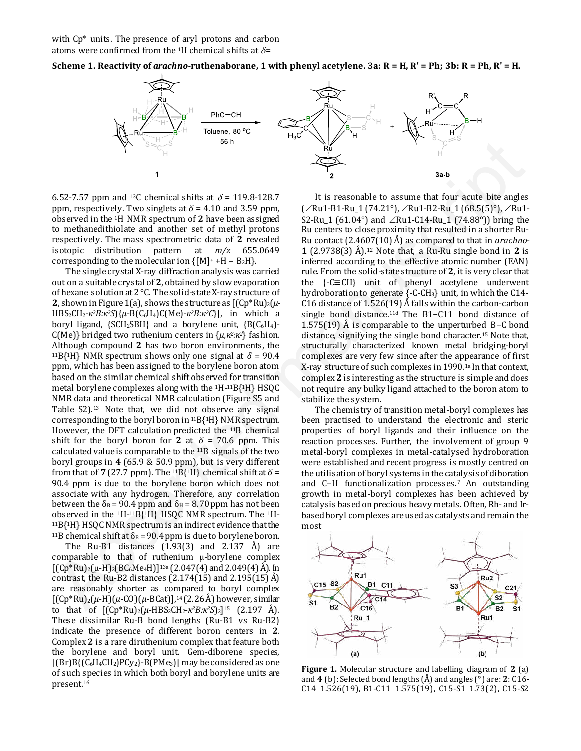with Cp* units. The presence of aryl protons and carbon atoms were confirmed from the $^{1}H$ chemical shifts at $\delta$=

**Scheme 1. Reactivity of *arachno*-ruthenaborane, 1 with phenyl acetylene. 3a: R = H, R' = Ph; 3b: R = Ph, R' = H.**

6.52-7.57 ppm and $^{13}C$ chemical shifts at $\delta$ = 119.8-128.7 ppm, respectively. Two singlets at $\delta$ = 4.10 and 3.59 ppm, observed in the $^{1}H$ NMR spectrum of **2** have been assigned to methanedithiolate and another set of methyl protons respectively. The mass spectrometric data of **2** revealed isotopic distribution pattern at *m/z* 655.0649 corresponding to the molecular ion {[M]$^{+}$ +H – $B_2H$}.

The single crystal X-ray diffraction analysis was carried out on a suitable crystal of **2**, obtained by slow evaporation of hexane solution at 2 °C. The solid-state X-ray structure of **2**, shown in Figure 1(a), shows the structure as [(Cp*Ru)$_2$($\mu$-HBS$_2$CH$_2$-$\kappa^2B$:$\kappa^2S$){$\mu$-B(C$_6$H$_4$)C(Me)-$\kappa^2B$:$\kappa^2C$}], in which a boryl ligand, {SCH$_2$SBH} and a borylene unit, {B(C$_6$H$_4$)-C(Me)} bridged two ruthenium centers in {$\mu$,$\kappa^2$:$\kappa^2$} fashion. Although compound **2** has two boron environments, the $^{11}B\{^{1}H\}$ NMR spectrum shows only one signal at $\delta$ = 90.4 ppm, which has been assigned to the borylene boron atom based on the similar chemical shift observed for transition metal borylene complexes along with the $^{1}H$-$^{11}B\{^{1}H\}$ HSQC NMR data and theoretical NMR calculation (Figure S5 and Table S2).[13] Note that, we did not observe any signal corresponding to the boryl boron in $^{11}B\{^{1}H\}$ NMR spectrum. However, the DFT calculation predicted the $^{11}B$ chemical shift for the boryl boron for **2** at $\delta$ = 70.6 ppm. This calculated value is comparable to the $^{11}B$ signals of the two boryl groups in **4** (65.9 & 50.9 ppm), but is very different from that of **7** (27.7 ppm). The $^{11}B\{^{1}H\}$ chemical shift at $\delta$ = 90.4 ppm is due to the borylene boron which does not associate with any hydrogen. Therefore, any correlation between the $\delta_B$ = 90.4 ppm and $\delta_H$ = 8.70 ppm has not been observed in the $^{1}H$-$^{11}B\{^{1}H\}$ HSQC NMR spectrum. The $^{1}H$-$^{11}B\{^{1}H\}$ HSQC NMR spectrum is an indirect evidence that the $^{11}B$ chemical shift at $\delta_B$ = 90.4 ppm is due to borylene boron.

The Ru-B1 distances (1.93(3) and 2.137 Å) are comparable to that of ruthenium μ-borylene complex [(Cp*Ru)$_2$(μ-H)$_2$(BC$_6$Me$_4$H)][13a] (2.047(4) and 2.049(4) Å). In contrast, the Ru-B2 distances (2.174(15) and 2.195(15) Å) are reasonably shorter as compared to boryl complex [(Cp*Ru)$_2$($\mu$-H)($\mu$-CO)($\mu$-BCat)],[14] (2.26 Å) however, similar to that of [(Cp*Ru)$_2$($\mu$-HBS$_2$CH$_2$-$\kappa^2B$:$\kappa^2S$)$_2$][15] (2.197 Å). These dissimilar Ru-B bond lengths (Ru-B1 vs Ru-B2) indicate the presence of different boron centers in **2**. Complex **2** is a rare diruthenium complex that feature both the borylene and boryl unit. Gem-diborene species, [(Br)B{(C$_6$H$_4$CH$_2$)PCy$_2$}-B(PMe$_3$)] may be considered as one of such species in which both boryl and borylene units are present.[16]

It is reasonable to assume that four acute bite angles (∠Ru1-B1-Ru_1 (74.21°), ∠Ru1-B2-Ru_1 (68.5(5)°), ∠Ru1-S2-Ru_1 (61.04°) and ∠Ru1-C14-Ru_1 (74.88°)) bring the Ru centers to close proximity that resulted in a shorter Ru-Ru contact (2.4607(10) Å) as compared to that in *arachno*-**1** (2.9738(3) Å).[12] Note that, a Ru-Ru single bond in **2** is inferred according to the effective atomic number (EAN) rule. From the solid-state structure of **2**, it is very clear that the {-C≡CH} unit of phenyl acetylene underwent hydroboration to generate {-C-CH$_3$} unit, in which the C14-C16 distance of 1.526(19) Å falls within the carbon-carbon single bond distance.[11d] The B1–C11 bond distance of 1.575(19) Å is comparable to the unperturbed B–C bond distance, signifying the single bond character.[15] Note that, structurally characterized known metal bridging-boryl complexes are very few since after the appearance of first X-ray structure of such complexes in 1990.[1a] In that context, complex **2** is interesting as the structure is simple and does not require any bulky ligand attached to the boron atom to stabilize the system.

The chemistry of transition metal-boryl complexes has been practised to understand the electronic and steric properties of boryl ligands and their influence on the reaction processes. Further, the involvement of group 9 metal-boryl complexes in metal-catalysed hydroboration were established and recent progress is mostly centred on the utilisation of boryl systems in the catalysis of diboration and C–H functionalization processes.[7] An outstanding growth in metal-boryl complexes has been achieved by catalysis based on precious heavy metals. Often, Rh- and Ir-based boryl complexes are used as catalysts and remain the most

**Figure 1.** Molecular structure and labelling diagram of **2** (a) and **4** (b): Selected bond lengths (Å) and angles (°) are: **2**: C16-C14 1.526(19), B1-C11 1.575(19), C15-S1 1.73(2), C15-S2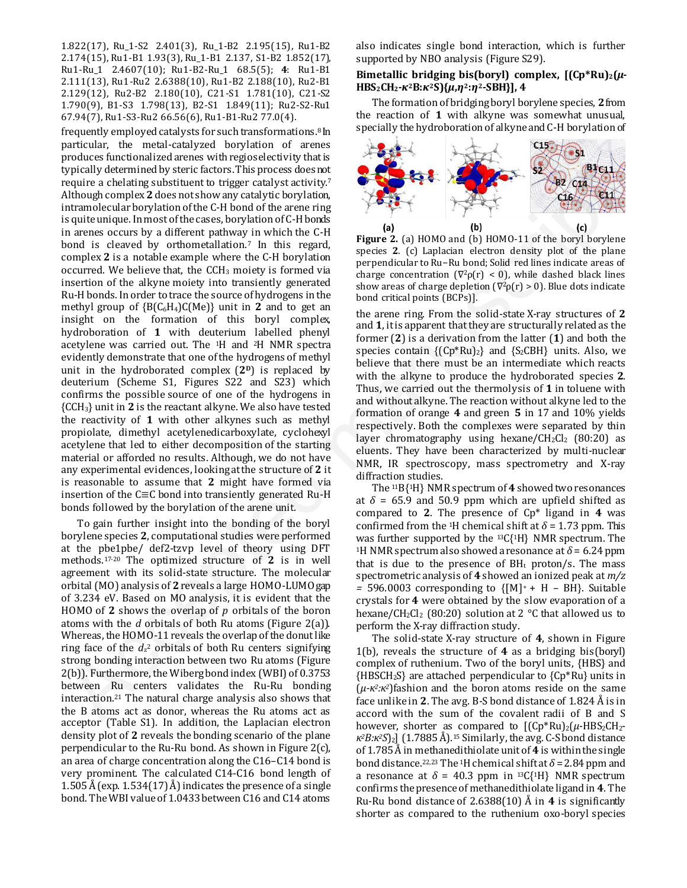1.822(17), Ru_1-S2 2.401(3), Ru_1-B2 2.195(15), Ru1-B2 2.174(15), Ru1-B1 1.93(3), Ru_1-B1 2.137, S1-B2 1.852(17), Ru1-Ru_1 2.4607(10); Ru1-B2-Ru_1 68.5(5); **4**: Ru1-B1 2.111(13), Ru1-Ru2 2.6388(10), Ru1-B2 2.188(10), Ru2-B1 2.129(12), Ru2-B2 2.180(10), C21-S1 1.781(10), C21-S2 1.790(9), B1-S3 1.798(13), B2-S1 1.849(11); Ru2-S2-Ru1 67.94(7), Ru1-S3-Ru2 66.56(6), Ru1-B1-Ru2 77.0(4).

frequently employed catalysts for such transformations.[8] In particular, the metal-catalyzed borylation of arenes produces functionalized arenes with regioselectivity that is typically determined by steric factors. This process does not require a chelating substituent to trigger catalyst activity.[7] Although complex **2** does not show any catalytic borylation, intramolecular borylation of the C-H bond of the arene ring is quite unique. In most of the cases, borylation of C-H bonds in arenes occurs by a different pathway in which the C-H bond is cleaved by orthometallation.[7] In this regard, complex **2** is a notable example where the C-H borylation occurred. We believe that, the $CCH_3$ moiety is formed via insertion of the alkyne moiety into transiently generated Ru-H bonds. In order to trace the source of hydrogens in the methyl group of $\{B(C_6H_4)C(Me)\}$ unit in **2** and to get an insight on the formation of this boryl complex, hydroboration of **1** with deuterium labelled phenyl acetylene was carried out. The $^1H$ and $^2H$ NMR spectra evidently demonstrate that one of the hydrogens of methyl unit in the hydroborated complex ($\mathbf{2^D}$) is replaced by deuterium (Scheme S1, Figures S22 and S23) which confirms the possible source of one of the hydrogens in $\{CCH_3\}$ unit in **2** is the reactant alkyne. We also have tested the reactivity of **1** with other alkynes such as methyl propiolate, dimethyl acetylenedicarboxylate, cyclohexyl acetylene that led to either decomposition of the starting material or afforded no results. Although, we do not have any experimental evidences, looking at the structure of **2** it is reasonable to assume that **2** might have formed via insertion of the C≡C bond into transiently generated Ru-H bonds followed by the borylation of the arene unit.

To gain further insight into the bonding of the boryl borylene species **2**, computational studies were performed at the pbe1pbe/ def2-tzvp level of theory using DFT methods.[17-20] The optimized structure of **2** is in well agreement with its solid-state structure. The molecular orbital (MO) analysis of **2** reveals a large HOMO-LUMO gap of 3.234 eV. Based on MO analysis, it is evident that the HOMO of **2** shows the overlap of *p* orbitals of the boron atoms with the *d* orbitals of both Ru atoms (Figure 2(a)). Whereas, the HOMO-11 reveals the overlap of the donut like ring face of the $d_{z^2}$ orbitals of both Ru centers signifying strong bonding interaction between two Ru atoms (Figure 2(b)). Furthermore, the Wiberg bond index (WBI) of 0.3753 between Ru centers validates the Ru-Ru bonding interaction.[21] The natural charge analysis also shows that the B atoms act as donor, whereas the Ru atoms act as acceptor (Table S1). In addition, the Laplacian electron density plot of **2** reveals the bonding scenario of the plane perpendicular to the Ru-Ru bond. As shown in Figure 2(c), an area of charge concentration along the C16–C14 bond is very prominent. The calculated C14-C16 bond length of 1.505 Å (exp. 1.534(17) Å) indicates the presence of a single bond. The WBI value of 1.0433 between C16 and C14 atoms also indicates single bond interaction, which is further supported by NBO analysis (Figure S29).

### Bimetallic bridging bis(boryl) complex, $[(Cp^*Ru)_2(\mu\text{-}HBS_2CH_2\text{-}\kappa^2B{:}\kappa^2S)\{\mu,\eta^2{:}\eta^2\text{-}SBH\}]$, 4

The formation of bridging boryl borylene species, **2** from the reaction of **1** with alkyne was somewhat unusual, specially the hydroboration of alkyne and C-H borylation of the arene ring. From the solid-state X-ray structures of **2** and **1**, it is apparent that they are structurally related as the former (**2**) is a derivation from the latter (**1**) and both the species contain $\{(Cp^*Ru)_2\}$ and $\{S_2CBH\}$ units. Also, we believe that there must be an intermediate which reacts with the alkyne to produce the hydroborated species **2**. Thus, we carried out the thermolysis of **1** in toluene with and without alkyne. The reaction without alkyne led to the formation of orange **4** and green **5** in 17 and 10% yields respectively. Both the complexes were separated by thin layer chromatography using hexane/$CH_2Cl_2$ (80:20) as eluents. They have been characterized by multi-nuclear NMR, IR spectroscopy, mass spectrometry and X-ray diffraction studies.

**Figure 2.** (a) HOMO and (b) HOMO-11 of the boryl borylene species **2**. (c) Laplacian electron density plot of the plane perpendicular to Ru–Ru bond; Solid red lines indicate areas of charge concentration ($\nabla^2\rho(r) < 0$), while dashed black lines show areas of charge depletion ($\nabla^2\rho(r) > 0$). Blue dots indicate bond critical points (BCPs)].

The $^{11}B\{^1H\}$ NMR spectrum of **4** showed two resonances at $\delta$ = 65.9 and 50.9 ppm which are upfield shifted as compared to **2**. The presence of Cp* ligand in **4** was confirmed from the $^1H$ chemical shift at $\delta$ = 1.73 ppm. This was further supported by the $^{13}C\{^1H\}$ NMR spectrum. The $^1H$ NMR spectrum also showed a resonance at $\delta$ = 6.24 ppm that is due to the presence of $BH_t$ proton/s. The mass spectrometric analysis of **4** showed an ionized peak at $m/z$ = 596.0003 corresponding to $\{[M]^+ + H - BH\}$. Suitable crystals for **4** were obtained by the slow evaporation of a hexane/$CH_2Cl_2$ (80:20) solution at 2 °C that allowed us to perform the X-ray diffraction study.

The solid-state X-ray structure of **4**, shown in Figure 1(b), reveals the structure of **4** as a bridging bis(boryl) complex of ruthenium. Two of the boryl units, {HBS} and $\{HBSCH_2S\}$ are attached perpendicular to {Cp*Ru} units in ($\mu$-$\kappa^2{:}\kappa^2$) fashion and the boron atoms reside on the same face unlike in **2**. The avg. B-S bond distance of 1.824 Å is in accord with the sum of the covalent radii of B and S however, shorter as compared to $[(Cp^*Ru)_2(\mu\text{-}HBS_2CH_2\text{-}\kappa^2B{:}\kappa^2S)_2]$ (1.7885 Å).[15] Similarly, the avg. C-S bond distance of 1.785 Å in methanedithiolate unit of **4** is within the single bond distance.[22,23] The $^1H$ chemical shift at $\delta$ = 2.84 ppm and a resonance at $\delta$ = 40.3 ppm in $^{13}C\{^1H\}$ NMR spectrum confirms the presence of methanedithiolate ligand in **4**. The Ru-Ru bond distance of 2.6388(10) Å in **4** is significantly shorter as compared to the ruthenium oxo-boryl species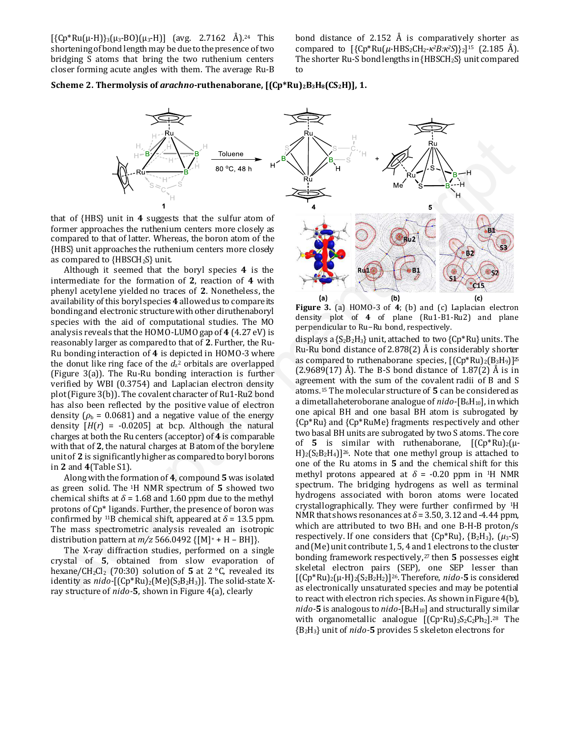[{Cp*Ru(μ-H)}$_3$(μ$_3$-BO)(μ$_3$-H)] (avg. 2.7162 Å).[24] This shortening of bond length may be due to the presence of two bridging S atoms that bring the two ruthenium centers closer forming acute angles with them. The average Ru-B bond distance of 2.152 Å is comparatively shorter as compared to [{Cp*Ru(μ-HBS$_2$CH$_2$-κ$^2$B:κ$^2$S)}$_2$][15] (2.185 Å). The shorter Ru-S bond lengths in {HBSCH$_2$S} unit compared to that of {HBS} unit in **4** suggests that the sulfur atom of former approaches the ruthenium centers more closely as compared to that of latter. Whereas, the boron atom of the {HBS} unit approaches the ruthenium centers more closely as compared to {HBSCH$_2$S} unit.

**Scheme 2. Thermolysis of *arachno*-ruthenaborane, [(Cp*Ru)$_2$B$_3$H$_8$(CS$_2$H)], 1.**

Although it seemed that the boryl species **4** is the intermediate for the formation of **2**, reaction of **4** with phenyl acetylene yielded no traces of **2**. Nonetheless, the availability of this boryl species **4** allowed us to compare its bonding and electronic structure with other diruthenaboryl species with the aid of computational studies. The MO analysis reveals that the HOMO-LUMO gap of **4** (4.27 eV) is reasonably larger as compared to that of **2**. Further, the Ru-Ru bonding interaction of **4** is depicted in HOMO-3 where the donut like ring face of the $d_{z^2}$ orbitals are overlapped (Figure 3(a)). The Ru-Ru bonding interaction is further verified by WBI (0.3754) and Laplacian electron density plot (Figure 3(b)). The covalent character of Ru1-Ru2 bond has also been reflected by the positive value of electron density ($\rho_b$ = 0.0681) and a negative value of the energy density [$H(r)$ = -0.0205] at bcp. Although the natural charges at both the Ru centers (acceptor) of **4** is comparable with that of **2**, the natural charges at B atom of the borylene unit of **2** is significantly higher as compared to boryl borons in **2** and **4** (Table S1).

Along with the formation of **4**, compound **5** was isolated as green solid. The $^1$H NMR spectrum of **5** showed two chemical shifts at $\delta$ = 1.68 and 1.60 ppm due to the methyl protons of Cp* ligands. Further, the presence of boron was confirmed by $^{11}$B chemical shift, appeared at $\delta$ = 13.5 ppm. The mass spectrometric analysis revealed an isotropic distribution pattern at $m/z$ 566.0492 {[M]$^+$ + H – BH]}.

The X-ray diffraction studies, performed on a single crystal of **5**, obtained from slow evaporation of hexane/CH$_2$Cl$_2$ (70:30) solution of **5** at 2 °C, revealed its identity as *nido*-[(Cp*Ru)$_2$(Me)(S$_2$B$_2$H$_3$)]. The solid-state X-ray structure of *nido*-**5**, shown in Figure 4(a), clearly displays a {S$_2$B$_2$H$_3$} unit, attached to two {Cp*Ru} units. The Ru-Ru bond distance of 2.878(2) Å is considerably shorter as compared to ruthenaborane species, [(Cp*Ru)$_2$(B$_3$H$_9$)][25] (2.9689(17) Å). The B-S bond distance of 1.87(2) Å is in agreement with the sum of the covalent radii of B and S atoms.[15] The molecular structure of **5** can be considered as a dimetallaheteroborane analogue of *nido*-[B$_6$H$_{10}$], in which one apical BH and one basal BH atom is subrogated by {Cp*Ru} and {Cp*RuMe} fragments respectively and other two basal BH units are subrogated by two S atoms. The core of **5** is similar with ruthenaborane, [(Cp*Ru)$_2$(μ-H)$_2$(S$_2$B$_2$H$_4$)][26]. Note that one methyl group is attached to one of the Ru atoms in **5** and the chemical shift for this methyl protons appeared at $\delta$ = -0.20 ppm in $^1$H NMR spectrum. The bridging hydrogens as well as terminal hydrogens associated with boron atoms were located crystallographically. They were further confirmed by $^1$H NMR that shows resonances at $\delta$ = 3.50, 3.12 and -4.44 ppm, which are attributed to two BH$_t$ and one B-H-B proton/s respectively. If one considers that {Cp*Ru}, {B$_2$H$_3$}, (μ$_3$-S) and (Me) unit contribute 1, 5, 4 and 1 electrons to the cluster bonding framework respectively,[27] then **5** possesses eight skeletal electron pairs (SEP), one SEP lesser than [(Cp*Ru)$_2$(μ-H)$_2$(S$_2$B$_2$H$_2$)][26]. Therefore, *nido*-**5** is considered as electronically unsaturated species and may be potential to react with electron rich species. As shown in Figure 4(b), *nido*-**5** is analogous to *nido*-[B$_6$H$_{10}$] and structurally similar with organometallic analogue [(Cp*Ru)$_2$S$_2$C$_2$Ph$_2$].[28] The {B$_2$H$_3$} unit of *nido*-**5** provides 5 skeleton electrons for

**Figure 3.** (a) HOMO-3 of **4**; (b) and (c) Laplacian electron density plot of **4** of plane (Ru1-B1-Ru2) and plane perpendicular to Ru–Ru bond, respectively.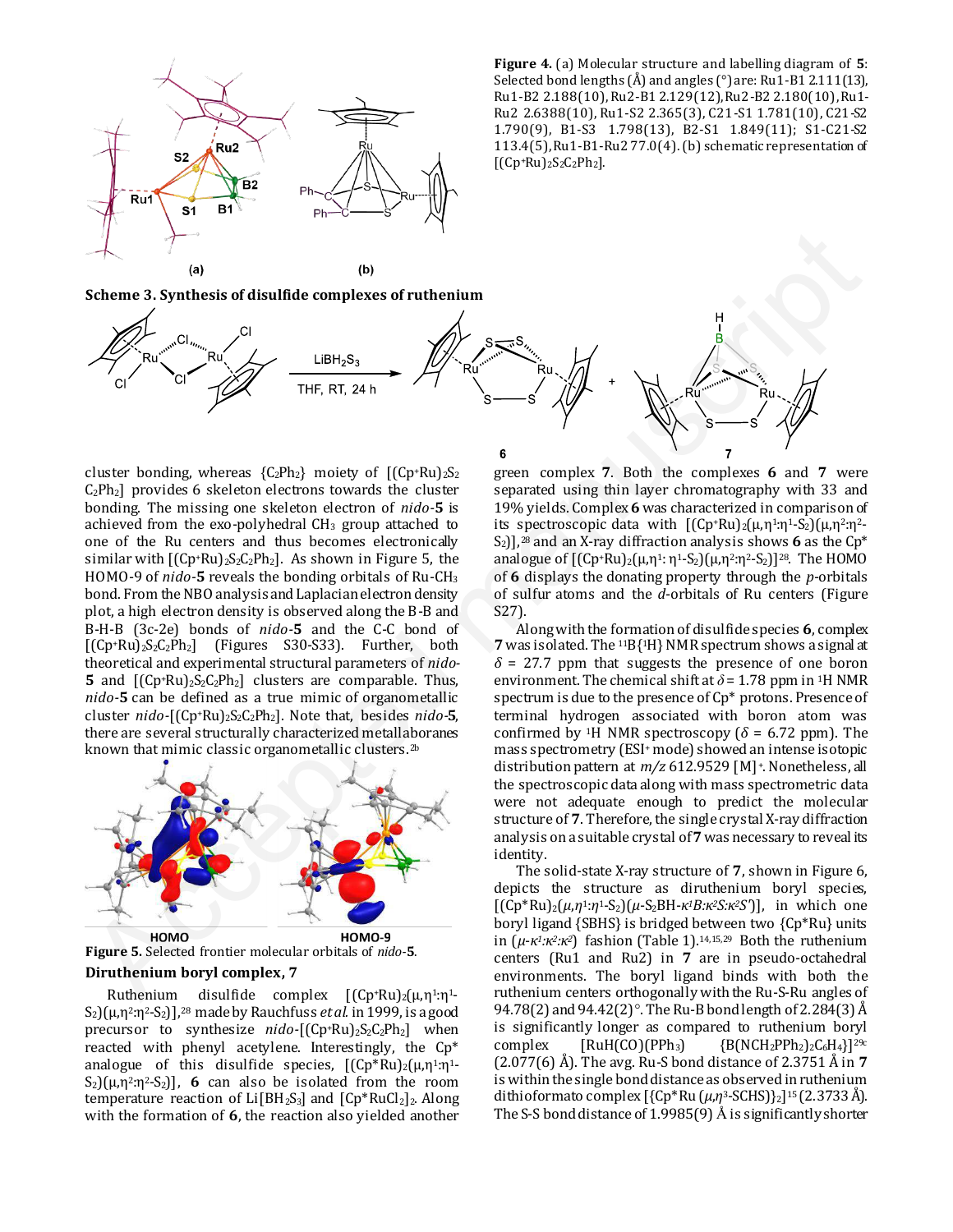**Figure 4.** (a) Molecular structure and labelling diagram of **5**: Selected bond lengths (Å) and angles (°) are: Ru1-B1 2.111(13), Ru1-B2 2.188(10), Ru2-B1 2.129(12), Ru2-B2 2.180(10), Ru1-Ru2 2.6388(10), Ru1-S2 2.365(3), C21-S1 1.781(10), C21-S2 1.790(9), B1-S3 1.798(13), B2-S1 1.849(11); S1-C21-S2 113.4(5), Ru1-B1-Ru2 77.0(4). (b) schematic representation of $[(Cp^{*}Ru)_2S_2C_2Ph_2]$.

**Scheme 3. Synthesis of disulfide complexes of ruthenium**

cluster bonding, whereas $\{C_2Ph_2\}$ moiety of $[(Cp^{*}Ru)_2S_2C_2Ph_2]$ provides 6 skeleton electrons towards the cluster bonding. The missing one skeleton electron of *nido*-**5** is achieved from the exo-polyhedral $CH_3$ group attached to one of the Ru centers and thus becomes electronically similar with $[(Cp^{*}Ru)_2S_2C_2Ph_2]$. As shown in Figure 5, the HOMO-9 of *nido*-**5** reveals the bonding orbitals of Ru-$CH_3$ bond. From the NBO analysis and Laplacian electron density plot, a high electron density is observed along the B-B and B-H-B (3c-2e) bonds of *nido*-**5** and the C-C bond of $[(Cp^{*}Ru)_2S_2C_2Ph_2]$ (Figures S30-S33). Further, both theoretical and experimental structural parameters of *nido*-**5** and $[(Cp^{*}Ru)_2S_2C_2Ph_2]$ clusters are comparable. Thus, *nido*-**5** can be defined as a true mimic of organometallic cluster *nido*-$[(Cp^{*}Ru)_2S_2C_2Ph_2]$. Note that, besides *nido*-**5**, there are several structurally characterized metallaboranes known that mimic classic organometallic clusters.[2b]

**Figure 5.** Selected frontier molecular orbitals of *nido*-**5**.

### Diruthenium boryl complex, 7

Ruthenium disulfide complex $[(Cp^{*}Ru)_2(\mu,\eta^1{:}\eta^1\text{-}S_2)(\mu,\eta^2{:}\eta^2\text{-}S_2)]$,[28] made by Rauchfuss *et al.* in 1999, is a good precursor to synthesize *nido*-$[(Cp^{*}Ru)_2S_2C_2Ph_2]$ when reacted with phenyl acetylene. Interestingly, the Cp* analogue of this disulfide species, $[(Cp^{*}Ru)_2(\mu,\eta^1{:}\eta^1\text{-}S_2)(\mu,\eta^2{:}\eta^2\text{-}S_2)]$, **6** can also be isolated from the room temperature reaction of $Li[BH_2S_3]$ and $[Cp^{*}RuCl_2]_2$. Along with the formation of **6**, the reaction also yielded another green complex **7**. Both the complexes **6** and **7** were separated using thin layer chromatography with 33 and 19% yields. Complex **6** was characterized in comparison of its spectroscopic data with $[(Cp^{*}Ru)_2(\mu,\eta^1{:}\eta^1\text{-}S_2)(\mu,\eta^2{:}\eta^2\text{-}S_2)]$,[28] and an X-ray diffraction analysis shows **6** as the Cp* analogue of $[(Cp^{*}Ru)_2(\mu,\eta^1{:}\eta^1\text{-}S_2)(\mu,\eta^2{:}\eta^2\text{-}S_2)]$[28]. The HOMO of **6** displays the donating property through the *p*-orbitals of sulfur atoms and the *d*-orbitals of Ru centers (Figure S27).

Along with the formation of disulfide species **6**, complex **7** was isolated. The $^{11}B\{^1H\}$ NMR spectrum shows a signal at $\delta$ = 27.7 ppm that suggests the presence of one boron environment. The chemical shift at $\delta$ = 1.78 ppm in $^1H$ NMR spectrum is due to the presence of Cp* protons. Presence of terminal hydrogen associated with boron atom was confirmed by $^1H$ NMR spectroscopy ($\delta$ = 6.72 ppm). The mass spectrometry (ESI+ mode) showed an intense isotopic distribution pattern at *m/z* 612.9529 $[M]^+$. Nonetheless, all the spectroscopic data along with mass spectrometric data were not adequate enough to predict the molecular structure of **7**. Therefore, the single crystal X-ray diffraction analysis on a suitable crystal of **7** was necessary to reveal its identity.

The solid-state X-ray structure of **7**, shown in Figure 6, depicts the structure as diruthenium boryl species, $[(Cp^{*}Ru)_2(\mu,\eta^1{:}\eta^1\text{-}S_2)(\mu\text{-}S_2BH\text{-}\kappa^1B{:}\kappa^2S{:}\kappa^2S')]$, in which one boryl ligand {SBHS} is bridged between two {Cp*Ru} units in ($\mu$-$\kappa^1$:$\kappa^2$:$\kappa^2$) fashion (Table 1).[14,15,29] Both the ruthenium centers (Ru1 and Ru2) in **7** are in pseudo-octahedral environments. The boryl ligand binds with both the ruthenium centers orthogonally with the Ru-S-Ru angles of 94.78(2) and 94.42(2)°. The Ru-B bond length of 2.284(3) Å is significantly longer as compared to ruthenium boryl complex $[RuH(CO)(PPh_3)\{B(NCH_2PPh_2)_2C_6H_4\}]$[29c] (2.077(6) Å). The avg. Ru-S bond distance of 2.3751 Å in **7** is within the single bond distance as observed in ruthenium dithioformato complex $[\{Cp^{*}Ru\,(\mu,\eta^3\text{-}SCHS)\}_2]$[15] (2.3733 Å). The S-S bond distance of 1.9985(9) Å is significantly shorter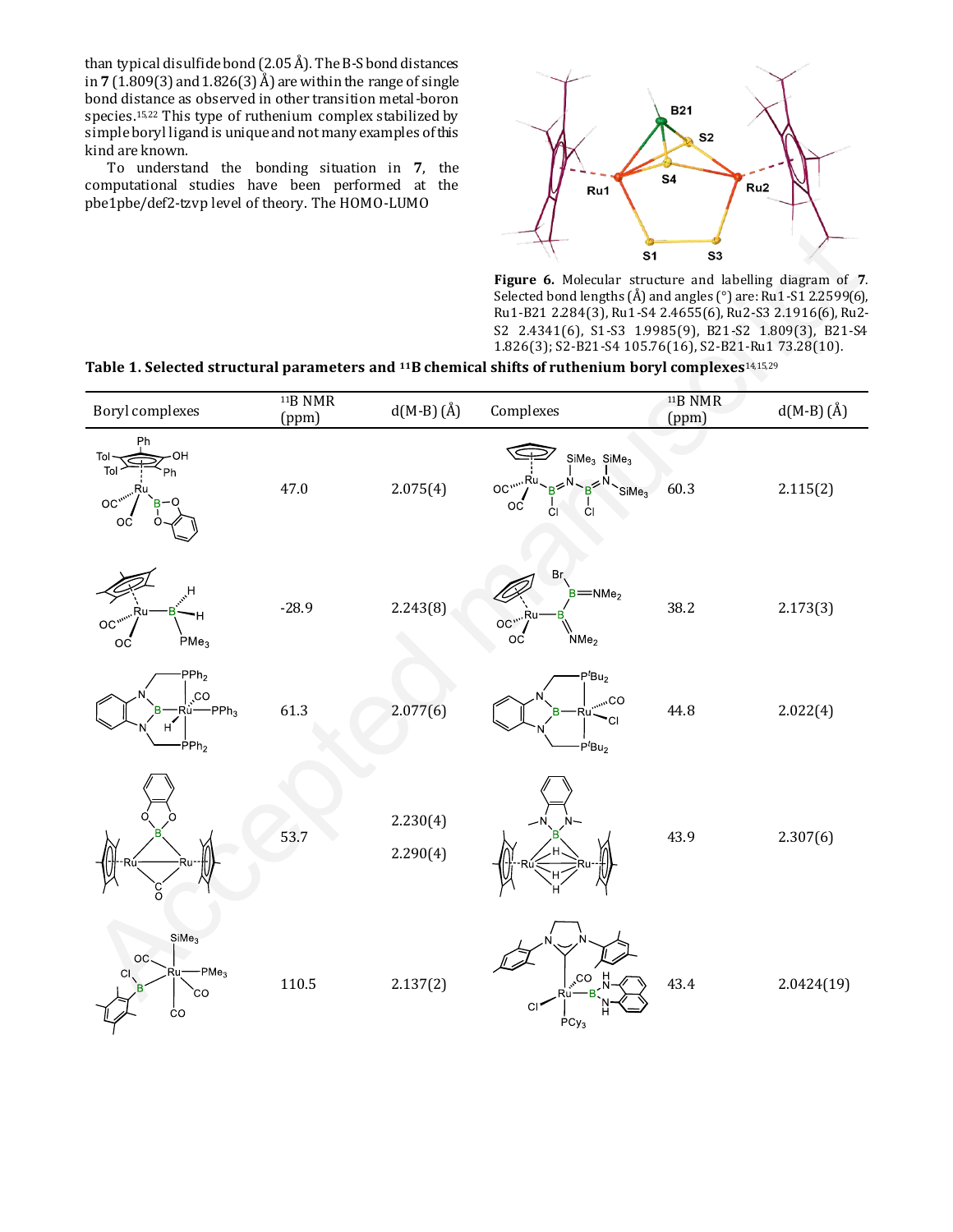than typical disulfide bond (2.05 Å). The B-S bond distances in **7** (1.809(3) and 1.826(3) Å) are within the range of single bond distance as observed in other transition metal-boron species.[15,22] This type of ruthenium complex stabilized by simple boryl ligand is unique and not many examples of this kind are known.

To understand the bonding situation in **7**, the computational studies have performed at the pbe1pbe/def2-tzvp level of theory. The HOMO-LUMO

**Figure 6.** Molecular structure and labelling diagram of **7**. Selected bond lengths (Å) and angles (°) are: Ru1-S1 2.2599(6), Ru1-B21 2.284(3), Ru1-S4 2.4655(6), Ru2-S3 2.1916(6), Ru2-S2 2.4341(6), S1-S3 1.9985(9), B21-S2 1.809(3), B21-S4 1.826(3); S2-B21-S4 105.76(16), S2-B21-Ru1 73.28(10).

**Table 1. Selected structural parameters and $^{11}$B chemical shifts of ruthenium boryl complexes**[14,15,29]

| Boryl complexes | $^{11}$B NMR (ppm) | d(M-B) (Å) | Complexes | $^{11}$B NMR (ppm) | d(M-B) (Å) |
|---|---|---|---|---|---|
| | 47.0 | 2.075(4) | | 60.3 | 2.115(2) |
| | -28.9 | 2.243(8) | | 38.2 | 2.173(3) |
| | 61.3 | 2.077(6) | | 44.8 | 2.022(4) |
| | 53.7 | 2.230(4) 2.290(4) | | 43.9 | 2.307(6) |
| | 110.5 | 2.137(2) | | 43.4 | 2.0424(19) |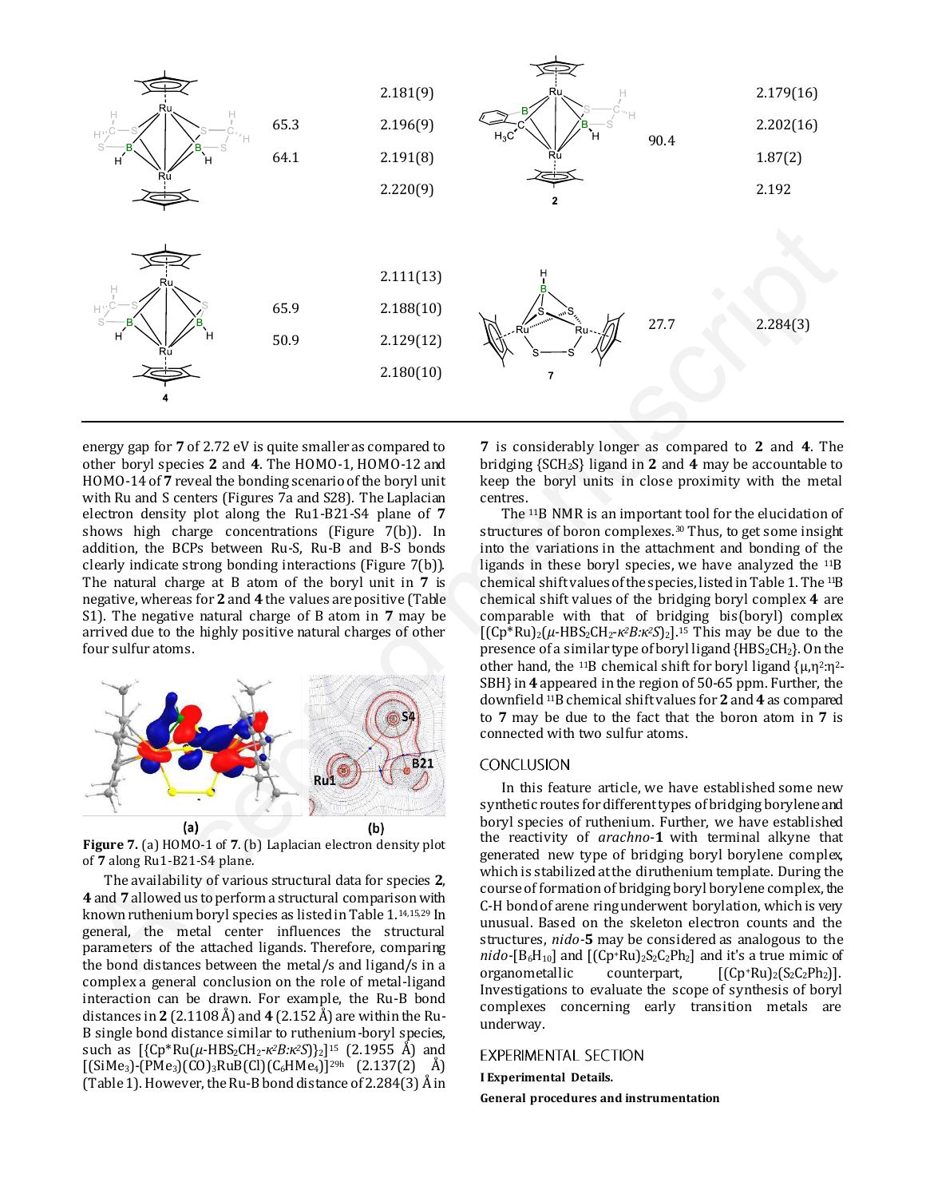| | | | | | |
|---|---|---|---|---|---|
| | 65.3 | 2.181(9) | | 90.4 | 2.179(16) |
| | 64.1 | 2.196(9) | 2 | | 2.202(16) |
| | | 2.191(8) | | | 1.87(2) |
| | | 2.220(9) | | | 2.192 |
| 4 | 65.9 | 2.111(13) | 7 | 27.7 | 2.284(3) |
| | 50.9 | 2.188(10) | | | |
| | | 2.129(12) | | | |
| | | 2.180(10) | | | |

energy gap for **7** of 2.72 eV is quite smaller as compared to other boryl species **2** and **4**. The HOMO-1, HOMO-12 and HOMO-14 of **7** reveal the bonding scenario of the boryl unit with Ru and S centers (Figures 7a and S28). The Laplacian electron density plot along the Ru1-B21-S4 plane of **7** shows high charge concentrations (Figure 7(b)). In addition, the BCPs between Ru-S, Ru-B and B-S bonds clearly indicate strong bonding interactions (Figure 7(b)). The natural charge at B atom of the boryl unit in **7** is negative, whereas for **2** and **4** the values are positive (Table S1). The negative natural charge of B atom in **7** may be arrived due to the highly positive natural charges of other four sulfur atoms.

**Figure 7.** (a) HOMO-1 of **7**. (b) Laplacian electron density plot of **7** along Ru1-B21-S4 plane.

The availability of various structural data for species **2**, **4** and **7** allowed us to perform a structural comparison with known ruthenium boryl species as listed in Table 1.[14,15,29] In general, the metal center influences the structural parameters of the attached ligands. Therefore, comparing the bond distances between the metal/s and ligand/s in a complex a general conclusion on the role of metal-ligand interaction can be drawn. For example, the Ru-B bond distances in **2** (2.1108 Å) and **4** (2.152 Å) are within the Ru-B single bond distance similar to ruthenium-boryl species, such as $[\{Cp^*Ru(\mu\text{-}HBS_2CH_2\text{-}\kappa^2B{:}\kappa^2S)\}_2]$[15] (2.1955 Å) and $[(SiMe_3)\text{-}(PMe_3)(CO)_3RuB(Cl)(C_6HMe_4)]$[29h] (2.137(2) Å) (Table 1). However, the Ru-B bond distance of 2.284(3) Å in **7** is considerably longer as compared to **2** and **4**. The bridging $\{SCH_2S\}$ ligand in **2** and **4** may be accountable to keep the boryl units in close proximity with the metal centres.

The $^{11}B$ NMR is an important tool for the elucidation of structures of boron complexes.[30] Thus, to get some insight into the variations in the attachment and bonding of the ligands in these boryl species, we have analyzed the $^{11}B$ chemical shift values of the species, listed in Table 1. The $^{11}B$ chemical shift values of the bridging boryl complex **4** are comparable with that of bridging bis(boryl) complex $[(Cp^*Ru)_2(\mu\text{-}HBS_2CH_2\text{-}\kappa^2B{:}\kappa^2S)_2]$.[15] This may be due to the presence of a similar type of boryl ligand $\{HBS_2CH_2\}$. On the other hand, the $^{11}B$ chemical shift for boryl ligand $\{\mu,\eta^2{:}\eta^2\text{-}SBH\}$ in **4** appeared in the region of 50-65 ppm. Further, the downfield $^{11}B$ chemical shift values for **2** and **4** as compared to **7** may be due to the fact that the boron atom in **7** is connected with two sulfur atoms.

## CONCLUSION

In this feature article, we have established some new synthetic routes for different types of bridging borylene and boryl species of ruthenium. Further, we have established the reactivity of *arachno*-**1** with terminal alkyne that generated new type of bridging boryl borylene complex, which is stabilized at the diruthenium template. During the course of formation of bridging boryl borylene complex, the C-H bond of arene ring underwent borylation, which is very unusual. Based on the skeleton electron counts and the structures, *nido*-**5** may be considered as analogous to the *nido*-$[B_6H_{10}]$ and $[(Cp^*Ru)_2S_2C_2Ph_2]$ and it's a true mimic of organometallic counterpart, $[(Cp^*Ru)_2(S_2C_2Ph_2)]$. Investigations to evaluate the scope of synthesis of boryl complexes concerning early transition metals are underway.

## EXPERIMENTAL SECTION

**I Experimental Details.**

**General procedures and instrumentation**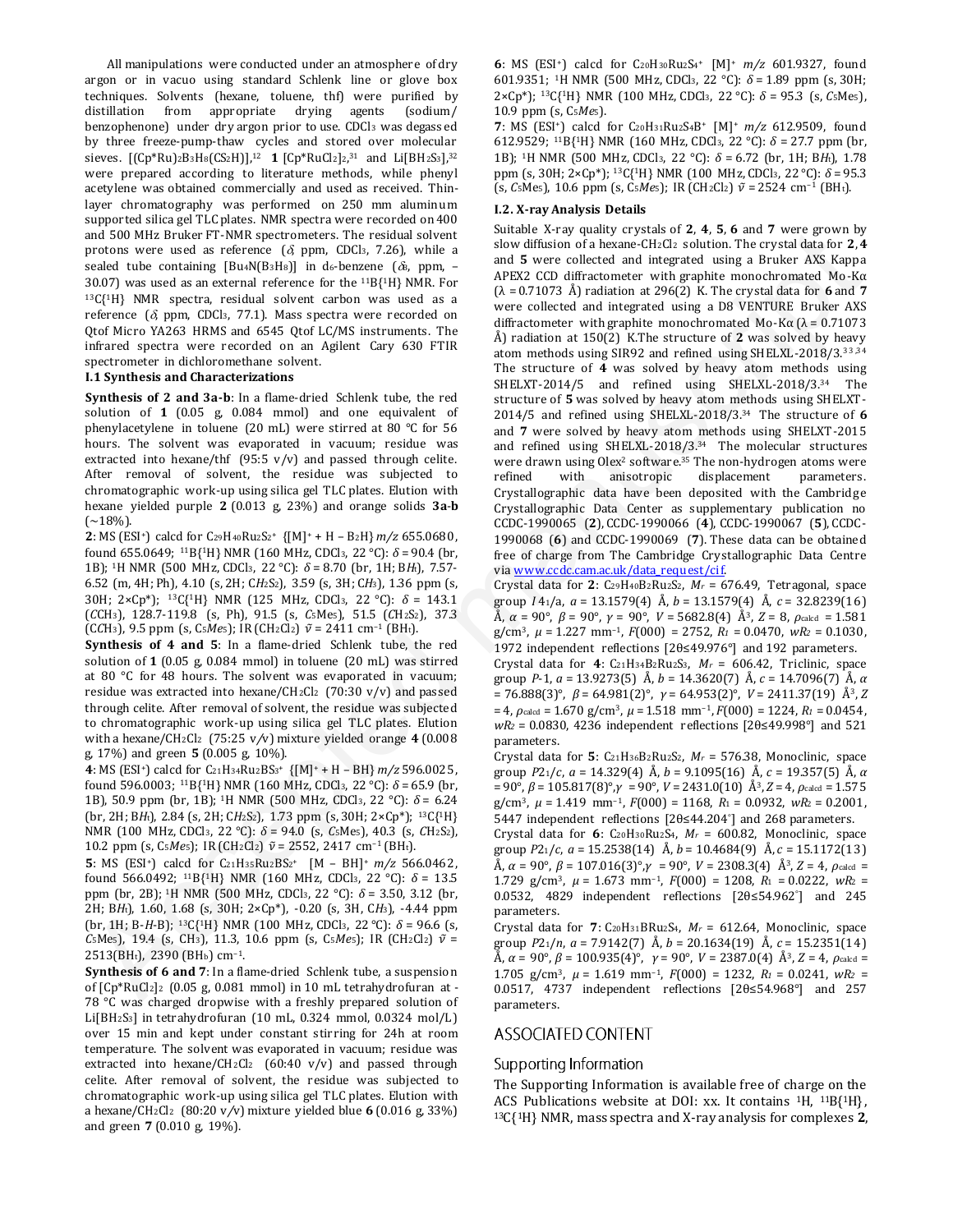All manipulations were conducted under an atmosphere of dry argon or in vacuo using standard Schlenk line or glove box techniques. Solvents (hexane, toluene, thf) were purified by distillation from appropriate drying agents (sodium/ benzophenone) under dry argon prior to use. $CDCl_3$ was degassed by three freeze-pump-thaw cycles and stored over molecular sieves. $[(Cp^*Ru)_2B_3H_8(CS_2H)]$,[12] **1** $[Cp^*RuCl_2]_2$,[31] and $Li[BH_2S_3]$,[32] were prepared according to literature methods, while phenyl acetylene was obtained commercially and used as received. Thin-layer chromatography was performed on 250 mm aluminum supported silica gel TLC plates. NMR spectra were recorded on 400 and 500 MHz Bruker FT-NMR spectrometers. The residual solvent protons were used as reference ($\delta$, ppm, $CDCl_3$, 7.26), while a sealed tube containing $[Bu_4N(B_3H_8)]$ in $d_6$-benzene ($\delta_B$, ppm, −30.07) was used as an external reference for the $^{11}B\{^1H\}$ NMR. For $^{13}C\{^1H\}$ NMR spectra, residual solvent carbon was used as a reference ($\delta$, ppm, $CDCl_3$, 77.1). Mass spectra were recorded on Qtof Micro YA263 HRMS and 6545 Qtof LC/MS instruments. The infrared spectra were recorded on an Agilent Cary 630 FTIR spectrometer in dichloromethane solvent.

### I.1 Synthesis and Characterizations

**Synthesis of 2 and 3a-b**: In a flame-dried Schlenk tube, the red solution of **1** (0.05 g, 0.084 mmol) and one equivalent of phenylacetylene in toluene (20 mL) were stirred at 80 °C for 56 hours. The solvent was evaporated in vacuum; residue was extracted into hexane/thf (95:5 v/v) and passed through celite. After removal of solvent, the residue was subjected to chromatographic work-up using silica gel TLC plates. Elution with hexane yielded purple **2** (0.013 g, 23%) and orange solids **3a-b** (~18%).

**2**: MS (ESI⁺) calcd for $C_{29}H_{40}Ru_2S_2^+$ {[M]⁺ + H – $B_2H$} $m/z$ 655.0680, found 655.0649; $^{11}B\{^1H\}$ NMR (160 MHz, $CDCl_3$, 22 °C): $\delta$ = 90.4 (br, 1B); $^1H$ NMR (500 MHz, $CDCl_3$, 22 °C): $\delta$ = 8.70 (br, 1H; $BH_t$), 7.57-6.52 (m, 4H; Ph), 4.10 (s, 2H; $CH_2S_2$), 3.59 (s, 3H; $CH_3$), 1.36 ppm (s, 30H; 2×Cp*); $^{13}C\{^1H\}$ NMR (125 MHz, $CDCl_3$, 22 °C): $\delta$ = 143.1 ($CCH_3$), 128.7-119.8 (s, Ph), 91.5 (s, $C_5$Me$_5$), 51.5 ($CH_2S_2$), 37.3 ($CCH_3$), 9.5 ppm (s, $C_5Me_5$); IR ($CH_2Cl_2$) $\tilde{\nu}$ = 2411 cm⁻¹ ($BH_t$).

**Synthesis of 4 and 5**: In a flame-dried Schlenk tube, the red solution of **1** (0.05 g, 0.084 mmol) in toluene (20 mL) was stirred at 80 °C for 48 hours. The solvent was evaporated in vacuum; residue was extracted into hexane/$CH_2Cl_2$ (70:30 v/v) and passed through celite. After removal of solvent, the residue was subjected to chromatographic work-up using silica gel TLC plates. Elution with a hexane/$CH_2Cl_2$ (75:25 v/v) mixture yielded orange **4** (0.008 g, 17%) and green **5** (0.005 g, 10%).

**4**: MS (ESI⁺) calcd for $C_{21}H_{34}Ru_2BS_3^+$ {[M]⁺ + H – BH} $m/z$ 596.0025, found 596.0003; $^{11}B\{^1H\}$ NMR (160 MHz, $CDCl_3$, 22 °C): $\delta$ = 65.9 (br, 1B), 50.9 ppm (br, 1B); $^1H$ NMR (500 MHz, $CDCl_3$, 22 °C): $\delta$ = 6.24 (br, 2H; $BH_t$), 2.84 (s, 2H; $CH_2S_2$), 1.73 ppm (s, 30H; 2×Cp*); $^{13}C\{^1H\}$ NMR (100 MHz, $CDCl_3$, 22 °C): $\delta$ = 94.0 (s, $C_5$Me$_5$), 40.3 (s, $CH_2S_2$), 10.2 ppm (s, $C_5Me_5$); IR ($CH_2Cl_2$) $\tilde{\nu}$ = 2552, 2417 cm⁻¹ ($BH_t$).

**5**: MS (ESI⁺) calcd for $C_{21}H_{35}Ru_2BS_2^+$ [M – BH]⁺ $m/z$ 566.0462, found 566.0492; $^{11}B\{^1H\}$ NMR (160 MHz, $CDCl_3$, 22 °C): $\delta$ = 13.5 ppm (br, 2B); $^1H$ NMR (500 MHz, $CDCl_3$, 22 °C): $\delta$ = 3.50, 3.12 (br, 2H; $BH_t$), 1.60, 1.68 (s, 30H; 2×Cp*), -0.20 (s, 3H, $CH_3$), -4.44 ppm (br, 1H; B-H-B); $^{13}C\{^1H\}$ NMR (100 MHz, $CDCl_3$, 22 °C): $\delta$ = 96.6 (s, $C_5$Me$_5$), 19.4 (s, $CH_3$), 11.3, 10.6 ppm (s, $C_5Me_5$); IR ($CH_2Cl_2$) $\tilde{\nu}$ = 2513($BH_t$), 2390 ($BH_b$) cm⁻¹.

**Synthesis of 6 and 7**: In a flame-dried Schlenk tube, a suspension of $[Cp^*RuCl_2]_2$ (0.05 g, 0.081 mmol) in 10 mL tetrahydrofuran at -78 °C was charged dropwise with a freshly prepared solution of $Li[BH_2S_3]$ in tetrahydrofuran (10 mL, 0.324 mmol, 0.0324 mol/L) over 15 min and kept under constant stirring for 24h at room temperature. The solvent was evaporated in vacuum; residue was extracted into hexane/$CH_2Cl_2$ (60:40 v/v) and passed through celite. After removal of solvent, the residue was subjected to chromatographic work-up using silica gel TLC plates. Elution with a hexane/$CH_2Cl_2$ (80:20 v/v) mixture yielded blue **6** (0.016 g, 33%) and green **7** (0.010 g, 19%).

**6**: MS (ESI⁺) calcd for $C_{20}H_{30}Ru_2S_4^+$ [M]⁺ $m/z$ 601.9327, found 601.9351; $^1H$ NMR (500 MHz, $CDCl_3$, 22 °C): $\delta$ = 1.89 ppm (s, 30H; 2×Cp*); $^{13}C\{^1H\}$ NMR (100 MHz, $CDCl_3$, 22 °C): $\delta$ = 95.3 (s, $C_5$Me$_5$), 10.9 ppm (s, $C_5Me_5$).

**7**: MS (ESI⁺) calcd for $C_{20}H_{31}Ru_2S_4B^+$ [M]⁺ $m/z$ 612.9509, found 612.9529; $^{11}B\{^1H\}$ NMR (160 MHz, $CDCl_3$, 22 °C): $\delta$ = 27.7 ppm (br, 1B); $^1H$ NMR (500 MHz, $CDCl_3$, 22 °C): $\delta$ = 6.72 (br, 1H; $BH_t$), 1.78 ppm (s, 30H; 2×Cp*); $^{13}C\{^1H\}$ NMR (100 MHz, $CDCl_3$, 22 °C): $\delta$ = 95.3 (s, $C_5$Me$_5$), 10.6 ppm (s, $C_5Me_5$); IR ($CH_2Cl_2$) $\tilde{\nu}$ = 2524 cm⁻¹ ($BH_t$).

### I.2. X-ray Analysis Details

Suitable X-ray quality crystals of **2**, **4**, **5**, **6** and **7** were grown by slow diffusion of a hexane-$CH_2Cl_2$ solution. The crystal data for **2**, **4** and **5** were collected and integrated using a Bruker AXS Kappa APEX2 CCD diffractometer with graphite monochromated Mo-Kα (λ = 0.71073 Å) radiation at 296(2) K. The crystal data for **6** and **7** were collected and integrated using a D8 VENTURE Bruker AXS diffractometer with graphite monochromated Mo-Kα (λ = 0.71073 Å) radiation at 150(2) K. The structure of **2** was solved by heavy atom methods using SIR92 and refined using SHELXL-2018/3.[33,34] The structure of **4** was solved by heavy atom methods using SHELXT-2014/5 and refined using SHELXL-2018/3.[34] The structure of **5** was solved by heavy atom methods using SHELXT-2014/5 and refined using SHELXL-2018/3.[34] The structures of **6** and **7** were solved by heavy atom methods using SHELXT-2015 and refined using SHELXL-2018/3.[34] The molecular structures were drawn using Olex² software.[35] The non-hydrogen atoms were refined with anisotropic displacement parameters. Crystallographic data have been deposited with the Cambridge Crystallographic Data Center as supplementary publication no CCDC-1990065 (**2**), CCDC-1990066 (**4**), CCDC-1990067 (**5**), CCDC-1990068 (**6**) and CCDC-1990069 (**7**). These data can be obtained free of charge from The Cambridge Crystallographic Data Centre via www.ccdc.cam.ac.uk/data_request/cif.

Crystal data for **2**: $C_{29}H_{40}B_2Ru_2S_2$, $M_r$ = 676.49, Tetragonal, space group $I\,4_1/a$, $a$ = 13.1579(4) Å, $b$ = 13.1579(4) Å, $c$ = 32.8239(16) Å, $\alpha$ = 90°, $\beta$ = 90°, $\gamma$ = 90°, $V$ = 5682.8(4) Å³, $Z$ = 8, $\rho_{calcd}$ = 1.581 g/cm³, $\mu$ = 1.227 mm⁻¹, $F$(000) = 2752, $R_1$ = 0.0470, $wR_2$ = 0.1030, 1972 independent reflections [2θ≤49.976°] and 192 parameters.

Crystal data for **4**: $C_{21}H_{34}B_2Ru_2S_3$, $M_r$ = 606.42, Triclinic, space group $P$-1, $a$ = 13.9273(5) Å, $b$ = 14.3620(7) Å, $c$ = 14.7096(7) Å, $\alpha$ = 76.888(3)°, $\beta$ = 64.981(2)°, $\gamma$ = 64.953(2)°, $V$ = 2411.37(19) Å³, $Z$ = 4, $\rho_{calcd}$ = 1.670 g/cm³, $\mu$ = 1.518 mm⁻¹, $F$(000) = 1224, $R_1$ = 0.0454, $wR_2$ = 0.0830, 4236 independent reflections [2θ≤49.998°] and 521 parameters.

Crystal data for **5**: $C_{21}H_{36}B_2Ru_2S_2$, $M_r$ = 576.38, Monoclinic, space group $P2_1/c$, $a$ = 14.329(4) Å, $b$ = 9.1095(16) Å, $c$ = 19.357(5) Å, $\alpha$ = 90°, $\beta$ = 105.817(8)°, $\gamma$ = 90°, $V$ = 2431.0(10) Å³, $Z$ = 4, $\rho_{calcd}$ = 1.575 g/cm³, $\mu$ = 1.419 mm⁻¹, $F$(000) = 1168, $R_1$ = 0.0932, $wR_2$ = 0.2001, 5447 independent reflections [2θ≤44.204°] and 268 parameters.

Crystal data for **6**: $C_{20}H_{30}Ru_2S_4$, $M_r$ = 600.82, Monoclinic, space group $P2_1/c$, $a$ = 15.2538(14) Å, $b$ = 10.4684(9) Å, $c$ = 15.1172(13) Å, $\alpha$ = 90°, $\beta$ = 107.016(3)°, $\gamma$ = 90°, $V$ = 2308.3(4) Å³, $Z$ = 4, $\rho_{calcd}$ = 1.729 g/cm³, $\mu$ = 1.673 mm⁻¹, $F$(000) = 1208, $R_1$ = 0.0222, $wR_2$ = 0.0532, 4829 independent reflections [2θ≤54.962°] and 245 parameters.

Crystal data for **7**: $C_{20}H_{31}BRu_2S_4$, $M_r$ = 612.64, Monoclinic, space group $P2_1/n$, $a$ = 7.9142(7) Å, $b$ = 20.1634(19) Å, $c$ = 15.2351(14) Å, $\alpha$ = 90°, $\beta$ = 100.935(4)°, $\gamma$ = 90°, $V$ = 2387.0(4) Å³, $Z$ = 4, $\rho_{calcd}$ = 1.705 g/cm³, $\mu$ = 1.619 mm⁻¹, $F$(000) = 1232, $R_1$ = 0.0241, $wR_2$ = 0.0517, 4737 independent reflections [2θ≤54.968°] and 257 parameters.

## ASSOCIATED CONTENT

### Supporting Information

The Supporting Information is available free of charge on the ACS Publications website at DOI: xx. It contains $^1H$, $^{11}B\{^1H\}$, $^{13}C\{^1H\}$ NMR, mass spectra and X-ray analysis for complexes **2**,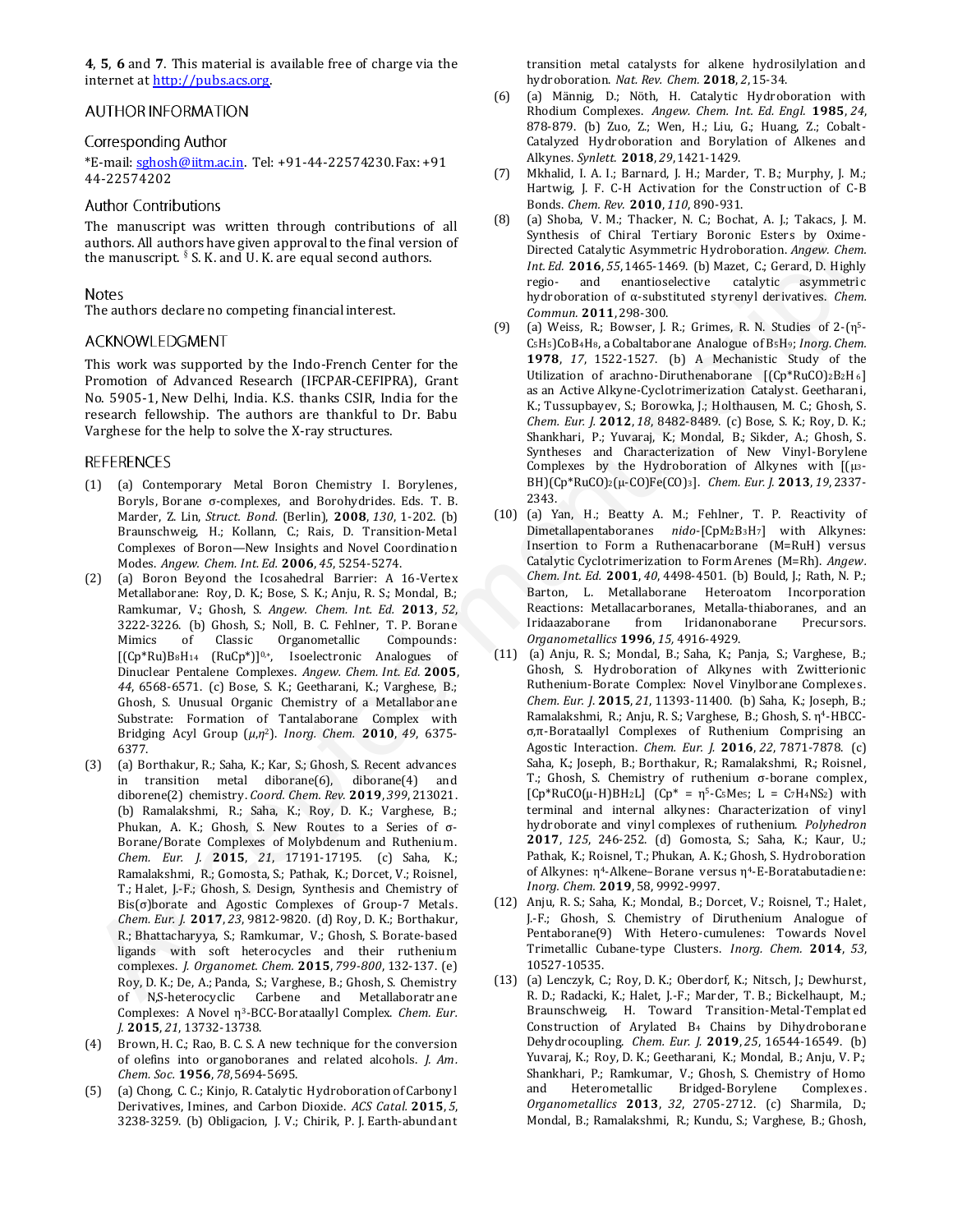**4**, **5**, **6** and **7**. This material is available free of charge via the internet at http://pubs.acs.org.

## AUTHOR INFORMATION

### Corresponding Author

*E-mail: sghosh@iitm.ac.in. Tel: +91-44-22574230. Fax: +91 44-22574202

### Author Contributions

The manuscript was written through contributions of all authors. All authors have given approval to the final version of the manuscript. § S. K. and U. K. are equal second authors.

### Notes

The authors declare no competing financial interest.

## ACKNOWLEDGMENT

This work was supported by the Indo-French Center for the Promotion of Advanced Research (IFCPAR-CEFIPRA), Grant No. 5905-1, New Delhi, India. K.S. thanks CSIR, India for the research fellowship. The authors are thankful to Dr. Babu Varghese for the help to solve the X-ray structures.

## REFERENCES

(1) (a) Contemporary Metal Boron Chemistry I. Borylenes, Boryls, Borane σ-complexes, and Borohydrides. Eds. T. B. Marder, Z. Lin, *Struct. Bond.* (Berlin), **2008**, *130*, 1-202. (b) Braunschweig, H.; Kollann, C.; Rais, D. Transition-Metal Complexes of Boron—New Insights and Novel Coordination Modes. *Angew. Chem. Int. Ed.* **2006**, *45*, 5254-5274.

(2) (a) Boron Beyond the Icosahedral Barrier: A 16-Vertex Metallaborane: Roy, D. K.; Bose, S. K.; Anju, R. S.; Mondal, B.; Ramkumar, V.; Ghosh, S. *Angew. Chem. Int. Ed.* **2013**, *52*, 3222-3226. (b) Ghosh, S.; Noll, B. C. Fehlner, T. P. Borane Mimics of Classic Organometallic Compounds: $[(Cp^*Ru)B_8H_{14}(RuCp^*)]^{0,+}$, Isoelectronic Analogues of Dinuclear Pentalene Complexes. *Angew. Chem. Int. Ed.* **2005**, *44*, 6568-6571. (c) Bose, S. K.; Geetharani, K.; Varghese, B.; Ghosh, S. Unusual Organic Chemistry of a Metallaborane Substrate: Formation of Tantalaborane Complex with Bridging Acyl Group ($\mu,\eta^2$). *Inorg. Chem.* **2010**, *49*, 6375-6377.

(3) (a) Borthakur, R.; Saha, K.; Kar, S.; Ghosh, S. Recent advances in transition metal diborane(6), diborane(4) and diborene(2) chemistry. *Coord. Chem. Rev.* **2019**, *399*, 213021. (b) Ramalakshmi, R.; Saha, K.; Roy, D. K.; Varghese, B.; Phukan, A. K.; Ghosh, S. New Routes to a Series of σ-Borane/Borate Complexes of Molybdenum and Ruthenium. *Chem. Eur. J.* **2015**, *21*, 17191-17195. (c) Saha, K.; Ramalakshmi, R.; Gomosta, S.; Pathak, K.; Dorcet, V.; Roisnel, T.; Halet, J.-F.; Ghosh, S. Design, Synthesis and Chemistry of Bis(σ)borate and Agostic Complexes of Group-7 Metals. *Chem. Eur. J.* **2017**, *23*, 9812-9820. (d) Roy, D. K.; Borthakur, R.; Bhattacharyya, S.; Ramkumar, V.; Ghosh, S. Borate-based ligands with soft heterocycles and their ruthenium complexes. *J. Organomet. Chem.* **2015**, *799-800*, 132-137. (e) Roy, D. K.; De, A.; Panda, S.; Varghese, B.; Ghosh, S. Chemistry of N,S-heterocyclic Carbene and Metallaboratrane Complexes: A Novel $\eta^3$-BCC-Borataallyl Complex. *Chem. Eur. J.* **2015**, *21*, 13732-13738.

(4) Brown, H. C.; Rao, B. C. S. A new technique for the conversion of olefins into organoboranes and related alcohols. *J. Am. Chem. Soc.* **1956**, *78*, 5694-5695.

(5) (a) Chong, C. C.; Kinjo, R. Catalytic Hydroboration of Carbonyl Derivatives, Imines, and Carbon Dioxide. *ACS Catal.* **2015**, *5*, 3238-3259. (b) Obligacion, J. V.; Chirik, P. J. Earth-abundant transition metal catalysts for alkene hydrosilylation and hydroboration. *Nat. Rev. Chem.* **2018**, *2*, 15-34.

(6) (a) Männig, D.; Nöth, H. Catalytic Hydroboration with Rhodium Complexes. *Angew. Chem. Int. Ed. Engl.* **1985**, *24*, 878-879. (b) Zuo, Z.; Wen, H.; Liu, G.; Huang, Z.; Cobalt-Catalyzed Hydroboration and Borylation of Alkenes and Alkynes. *Synlett.* **2018**, *29*, 1421-1429.

(7) Mkhalid, I. A. I.; Barnard, J. H.; Marder, T. B.; Murphy, J. M.; Hartwig, J. F. C-H Activation for the Construction of C-B Bonds. *Chem. Rev.* **2010**, *110*, 890-931.

(8) (a) Shoba, V. M.; Thacker, N. C.; Bochat, A. J.; Takacs, J. M. Synthesis of Chiral Tertiary Boronic Esters by Oxime-Directed Catalytic Asymmetric Hydroboration. *Angew. Chem. Int. Ed.* **2016**, *55*, 1465-1469. (b) Mazet, C.; Gerard, D. Highly regio- and enantioselective catalytic asymmetric hydroboration of α-substituted styrenyl derivatives. *Chem. Commun.* **2011**, 298-300.

(9) (a) Weiss, R.; Bowser, J. R.; Grimes, R. N. Studies of 2-($\eta^5$-$C_5H_5$)$CoB_4H_8$, a Cobaltaborane Analogue of $B_5H_9$; *Inorg. Chem.* **1978**, *17*, 1522-1527. (b) A Mechanistic Study of the Utilization of arachno-Diruthenaborane $[(Cp^*RuCO)_2B_2H_6]$ as an Active Alkyne-Cyclotrimerization Catalyst. Geetharani, K.; Tussupbayev, S.; Borowka, J.; Holthausen, M. C.; Ghosh, S. *Chem. Eur. J.* **2012**, *18*, 8482-8489. (c) Bose, S. K.; Roy, D. K.; Shankhari, P.; Yuvaraj, K.; Mondal, B.; Sikder, A.; Ghosh, S. Syntheses and Characterization of New Vinyl-Borylene Complexes by the Hydroboration of Alkynes with $[(\mu_3\text{-}BH)(Cp^*RuCO)_2(\mu\text{-}CO)Fe(CO)_3]$. *Chem. Eur. J.* **2013**, *19*, 2337-2343.

(10) (a) Yan, H.; Beatty A. M.; Fehlner, T. P. Reactivity of Dimetallapentaboranes *nido*-$[CpM_2B_3H_7]$ with Alkynes: Insertion to Form a Ruthenacarborane (M=RuH) versus Catalytic Cyclotrimerization to Form Arenes (M=Rh). *Angew. Chem. Int. Ed.* **2001**, *40*, 4498-4501. (b) Bould, J.; Rath, N. P.; Barton, L. Metallaborane Heteroatom Incorporation Reactions: Metallacarboranes, Metalla-thiaboranes, and an Iridaazaborane from Iridanonaborane Precursors. *Organometallics* **1996**, *15*, 4916-4929.

(11) (a) Anju, R. S.; Mondal, B.; Saha, K.; Panja, S.; Varghese, B.; Ghosh, S. Hydroboration of Alkynes with Zwitterionic Ruthenium-Borate Complex: Novel Vinylborane Complexes. *Chem. Eur. J.* **2015**, *21*, 11393-11400. (b) Saha, K.; Joseph, B.; Ramalakshmi, R.; Anju, R. S.; Varghese, B.; Ghosh, S. $\eta^4$-HBCC-σ,π-Borataallyl Complexes of Ruthenium Comprising an Agostic Interaction. *Chem. Eur. J.* **2016**, *22*, 7871-7878. (c) Saha, K.; Joseph, B.; Borthakur, R.; Ramalakshmi, R.; Roisnel, T.; Ghosh, S. Chemistry of ruthenium σ-borane complex, $[Cp^*RuCO(\mu\text{-}H)BH_2L]$ ($Cp^*$ = $\eta^5$-$C_5Me_5$; L = $C_7H_4NS_2$) with terminal and internal alkynes: Characterization of vinyl hydroborate and vinyl complexes of ruthenium. *Polyhedron* **2017**, *125*, 246-252. (d) Gomosta, S.; Saha, K.; Kaur, U.; Pathak, K.; Roisnel, T.; Phukan, A. K.; Ghosh, S. Hydroboration of Alkynes: $\eta^4$-Alkene–Borane versus $\eta^4$-E-Boratabutadiene. *Inorg. Chem.* **2019**, 58, 9992-9997.

(12) Anju, R. S.; Saha, K.; Mondal, B.; Dorcet, V.; Roisnel, T.; Halet, J.-F.; Ghosh, S. Chemistry of Diruthenium Analogue of Pentaborane(9) With Hetero-cumulenes: Towards Novel Trimetallic Cubane-type Clusters. *Inorg. Chem.* **2014**, *53*, 10527-10535.

(13) (a) Lenczyk, C.; Roy, D. K.; Oberdorf, K.; Nitsch, J.; Dewhurst, R. D.; Radacki, K.; Halet, J.-F.; Marder, T. B.; Bickelhaupt, M.; Braunschweig, H. Toward Transition-Metal-Templated Construction of Arylated $B_4$ Chains by Dihydroborane Dehydrocoupling. *Chem. Eur. J.* **2019**, *25*, 16544-16549. (b) Yuvaraj, K.; Roy, D. K.; Geetharani, K.; Mondal, B.; Anju, V. P.; Shankhari, P.; Ramkumar, V.; Ghosh, S. Chemistry of Homo and Heterometallic Bridged-Borylene Complexes. *Organometallics* **2013**, *32*, 2705-2712. (c) Sharmila, D.; Mondal, B.; Ramalakshmi, R.; Kundu, S.; Varghese, B.; Ghosh,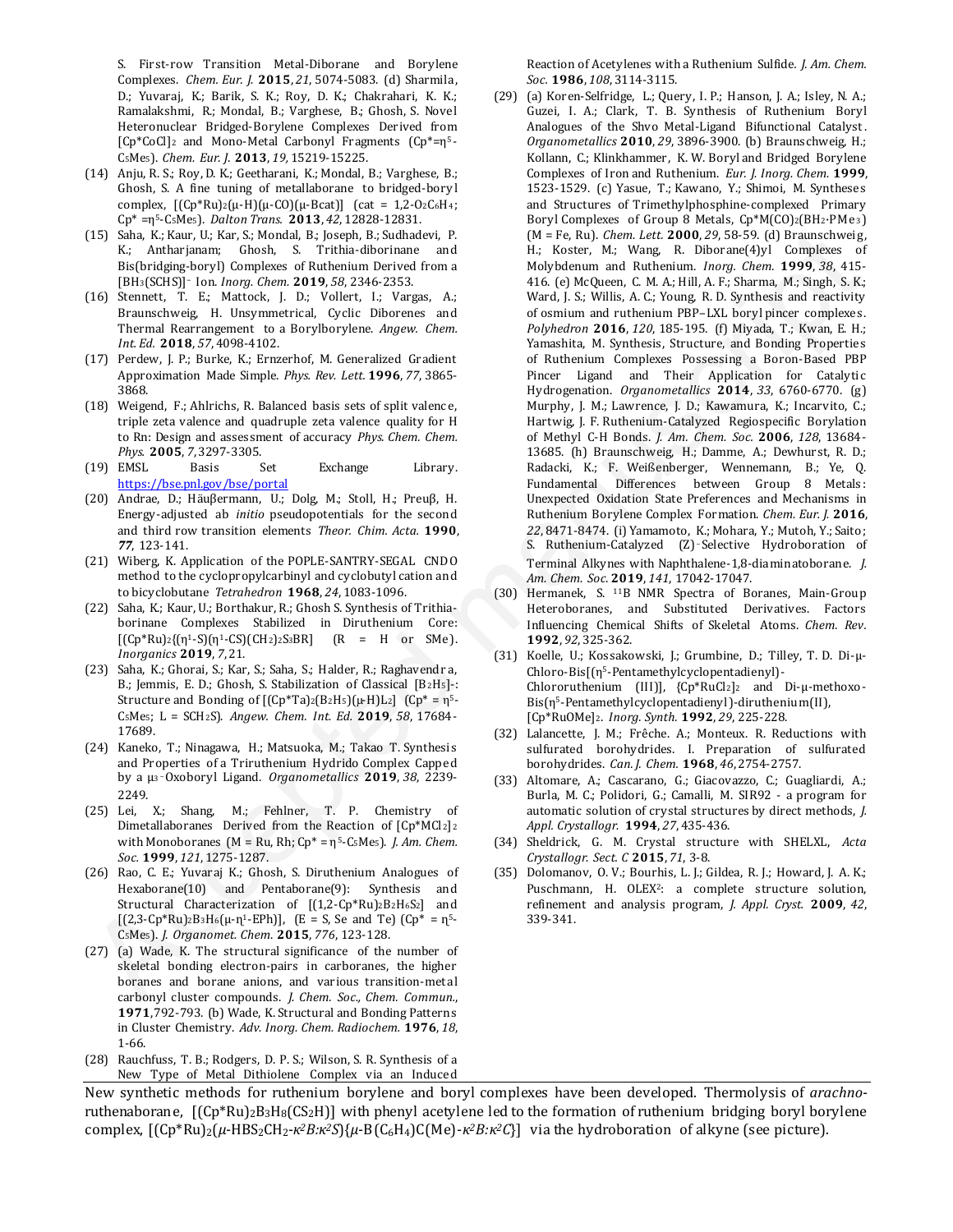S. First-row Transition Metal-Diborane and Borylene Complexes. *Chem. Eur. J.* **2015**, *21*, 5074-5083. (d) Sharmila, D.; Yuvaraj, K.; Barik, S. K.; Roy, D. K.; Chakrahari, K. K.; Ramalakshmi, R.; Mondal, B.; Varghese, B.; Ghosh, S. Novel Heteronuclear Bridged-Borylene Complexes Derived from $[Cp^*CoCl]_2$ and Mono-Metal Carbonyl Fragments ($Cp^*=\eta^5$-$C_5Me_5$). *Chem. Eur. J.* **2013**, *19*, 15219-15225.

(14) Anju, R. S.; Roy, D. K.; Geetharani, K.; Mondal, B.; Varghese, B.; Ghosh, S. A fine tuning of metallaborane to bridged-boryl complex, $[(Cp^*Ru)_2(\mu$-H$)(\mu$-CO$)(\mu$-Bcat$)]$ (cat = 1,2-$O_2C_6H_4$; $Cp^* = \eta^5$-$C_5Me_5$). *Dalton Trans.* **2013**, *42*, 12828-12831.

(15) Saha, K.; Kaur, U.; Kar, S.; Mondal, B.; Joseph, B.; Sudhadevi, P. K.; Antharjanam; Ghosh, S. Trithia-diborinane and Bis(bridging-boryl) Complexes of Ruthenium Derived from a $[BH_3(SCHS)]^-$ Ion. *Inorg. Chem.* **2019**, *58*, 2346-2353.

(16) Stennett, T. E.; Mattock, J. D.; Vollert, I.; Vargas, A.; Braunschweig, H. Unsymmetrical, Cyclic Diborenes and Thermal Rearrangement to a Borylborylene. *Angew. Chem. Int. Ed.* **2018**, *57*, 4098-4102.

(17) Perdew, J. P.; Burke, K.; Ernzerhof, M. Generalized Gradient Approximation Made Simple. *Phys. Rev. Lett.* **1996**, *77*, 3865-3868.

(18) Weigend, F.; Ahlrichs, R. Balanced basis sets of split valence, triple zeta valence and quadruple zeta valence quality for H to Rn: Design and assessment of accuracy *Phys. Chem. Chem. Phys.* **2005**, *7*, 3297-3305.

(19) EMSL Basis Set Exchange Library. https://bse.pnl.gov/bse/portal

(20) Andrae, D.; Häuβermann, U.; Dolg, M.; Stoll, H.; Preuβ, H. Energy-adjusted ab *initio* pseudopotentials for the second and third row transition elements *Theor. Chim. Acta.* **1990**, *77*, 123-141.

(21) Wiberg, K. Application of the POPLE-SANTRY-SEGAL CNDO method to the cyclopropylcarbinyl and cyclobutyl cation and to bicyclobutane *Tetrahedron* **1968**, *24*, 1083-1096.

(22) Saha, K.; Kaur, U.; Borthakur, R.; Ghosh S. Synthesis of Trithia-borinane Complexes Stabilized in Diruthenium Core: $[(Cp^*Ru)_2\{(\eta^1$-S$)(\eta^1$-CS$)(CH_2)_2S_3BR]$ (R = H or SMe). *Inorganics* **2019**, *7*, 21.

(23) Saha, K.; Ghorai, S.; Kar, S.; Saha, S.; Halder, R.; Raghavendra, B.; Jemmis, E. D.; Ghosh, S. Stabilization of Classical $[B_2H_5]^-$: Structure and Bonding of $[(Cp^*Ta)_2(B_2H_5)(\mu$-H$)L_2]$ ($Cp^* = \eta^5$-$C_5Me_5$; L = $SCH_2S$). *Angew. Chem. Int. Ed.* **2019**, *58*, 17684-17689.

(24) Kaneko, T.; Ninagawa, H.; Matsuoka, M.; Takao T. Synthesis and Properties of a Triruthenium Hydrido Complex Capped by a $\mu_3$-Oxoboryl Ligand. *Organometallics* **2019**, *38*, 2239-2249.

(25) Lei, X.; Shang, M.; Fehlner, T. P. Chemistry of Dimetallaboranes Derived from the Reaction of $[Cp^*MCl_2]_2$ with Monoboranes (M = Ru, Rh; $Cp^* = \eta^5$-$C_5Me_5$). *J. Am. Chem. Soc.* **1999**, *121*, 1275-1287.

(26) Rao, C. E.; Yuvaraj K.; Ghosh, S. Diruthenium Analogues of Hexaborane(10) and Pentaborane(9): Synthesis and Structural Characterization of $[(1,2$-$Cp^*Ru)_2B_2H_6S_2]$ and $[(2,3$-$Cp^*Ru)_2B_3H_6(\mu$-$\eta^1$-EPh$)]$, (E = S, Se and Te) ($Cp^* = \eta^5$-$C_5Me_5$). *J. Organomet. Chem.* **2015**, *776*, 123-128.

(27) (a) Wade, K. The structural significance of the number of skeletal bonding electron-pairs in carboranes, the higher boranes and borane anions, and various transition-metal carbonyl cluster compounds. *J. Chem. Soc., Chem. Commun.*, **1971**, 792-793. (b) Wade, K. Structural and Bonding Patterns in Cluster Chemistry. *Adv. Inorg. Chem. Radiochem.* **1976**, *18*, 1-66.

(28) Rauchfuss, T. B.; Rodgers, D. P. S.; Wilson, S. R. Synthesis of a New Type of Metal Dithiolene Complex via an Induced Reaction of Acetylenes with a Ruthenium Sulfide. *J. Am. Chem. Soc.* **1986**, *108*, 3114-3115.

(29) (a) Koren-Selfridge, L.; Query, I. P.; Hanson, J. A.; Isley, N. A.; Guzei, I. A.; Clark, T. B. Synthesis of Ruthenium Boryl Analogues of the Shvo Metal-Ligand Bifunctional Catalyst. *Organometallics* **2010**, *29*, 3896-3900. (b) Braunschweig, H.; Kollann, C.; Klinkhammer, K. W. Boryl and Bridged Borylene Complexes of Iron and Ruthenium. *Eur. J. Inorg. Chem.* **1999**, 1523-1529. (c) Yasue, T.; Kawano, Y.; Shimoi, M. Syntheses and Structures of Trimethylphosphine-complexed Primary Boryl Complexes of Group 8 Metals, $Cp^*M(CO)_2(BH_2 \cdot PMe_3)$ (M = Fe, Ru). *Chem. Lett.* **2000**, *29*, 58-59. (d) Braunschweig, H.; Koster, M.; Wang, R. Diborane(4)yl Complexes of Molybdenum and Ruthenium. *Inorg. Chem.* **1999**, *38*, 415-416. (e) McQueen, C. M. A.; Hill, A. F.; Sharma, M.; Singh, S. K.; Ward, J. S.; Willis, A. C.; Young, R. D. Synthesis and reactivity of osmium and ruthenium PBP–LXL boryl pincer complexes. *Polyhedron* **2016**, *120*, 185-195. (f) Miyada, T.; Kwan, E. H.; Yamashita, M. Synthesis, Structure, and Bonding Properties of Ruthenium Complexes Possessing a Boron-Based PBP Pincer Ligand and Their Application for Catalytic Hydrogenation. *Organometallics* **2014**, *33*, 6760-6770. (g) Murphy, J. M.; Lawrence, J. D.; Kawamura, K.; Incarvito, C.; Hartwig, J. F. Ruthenium-Catalyzed Regiospecific Borylation of Methyl C-H Bonds. *J. Am. Chem. Soc.* **2006**, *128*, 13684-13685. (h) Braunschweig, H.; Damme, A.; Dewhurst, R. D.; Radacki, K.; F. Weißenberger, Wennemann, B.; Ye, Q. Fundamental Differences between Group 8 Metals: Unexpected Oxidation State Preferences and Mechanisms in Ruthenium Borylene Complex Formation. *Chem. Eur. J.* **2016**, *22*, 8471-8474. (i) Yamamoto, K.; Mohara, Y.; Mutoh, Y.; Saito; S. Ruthenium-Catalyzed (Z)-Selective Hydroboration of Terminal Alkynes with Naphthalene-1,8-diaminatoborane. *J. Am. Chem. Soc.* **2019**, *141*, 17042-17047.

(30) Hermanek, S. $^{11}$B NMR Spectra of Boranes, Main-Group Heteroboranes, and Substituted Derivatives. Factors Influencing Chemical Shifts of Skeletal Atoms. *Chem. Rev.* **1992**, *92*, 325-362.

(31) Koelle, U.; Kossakowski, J.; Grumbine, D.; Tilley, T. D. Di-μ-Chloro-Bis[($\eta^5$-Pentamethylcyclopentadienyl)-Chlororuthenium (III)], $\{Cp^*RuCl_2\}_2$ and Di-μ-methoxo-Bis($\eta^5$-Pentamethylcyclopentadienyl)-diruthenium(II), $[Cp^*RuOMe]_2$. *Inorg. Synth.* **1992**, *29*, 225-228.

(32) Lalancette, J. M.; Frêche. A.; Monteux. R. Reductions with sulfurated borohydrides. I. Preparation of sulfurated borohydrides. *Can. J. Chem.* **1968**, *46*, 2754-2757.

(33) Altomare, A.; Cascarano, G.; Giacovazzo, C.; Guagliardi, A.; Burla, M. C.; Polidori, G.; Camalli, M. SIR92 - a program for automatic solution of crystal structures by direct methods, *J. Appl. Crystallogr.* **1994**, *27*, 435-436.

(34) Sheldrick, G. M. Crystal structure with SHELXL, *Acta Crystallogr. Sect. C* **2015**, *71*, 3-8.

(35) Dolomanov, O. V.; Bourhis, L. J.; Gildea, R. J.; Howard, J. A. K.; Puschmann, H. OLEX²: a complete structure solution, refinement and analysis program, *J. Appl. Cryst.* **2009**, *42*, 339-341.

New synthetic methods for ruthenium borylene and boryl complexes have been developed. Thermolysis of *arachno*-ruthenaborane, $[(Cp^*Ru)_2B_3H_8(CS_2H)]$ with phenyl acetylene led to the formation of ruthenium bridging boryl borylene complex, $[(Cp^*Ru)_2(\mu$-$HBS_2CH_2$-$\kappa^2B{:}\kappa^2S)\{\mu$-$B(C_6H_4)C(Me)$-$\kappa^2B{:}\kappa^2C\}]$ via the hydroboration of alkyne (see picture).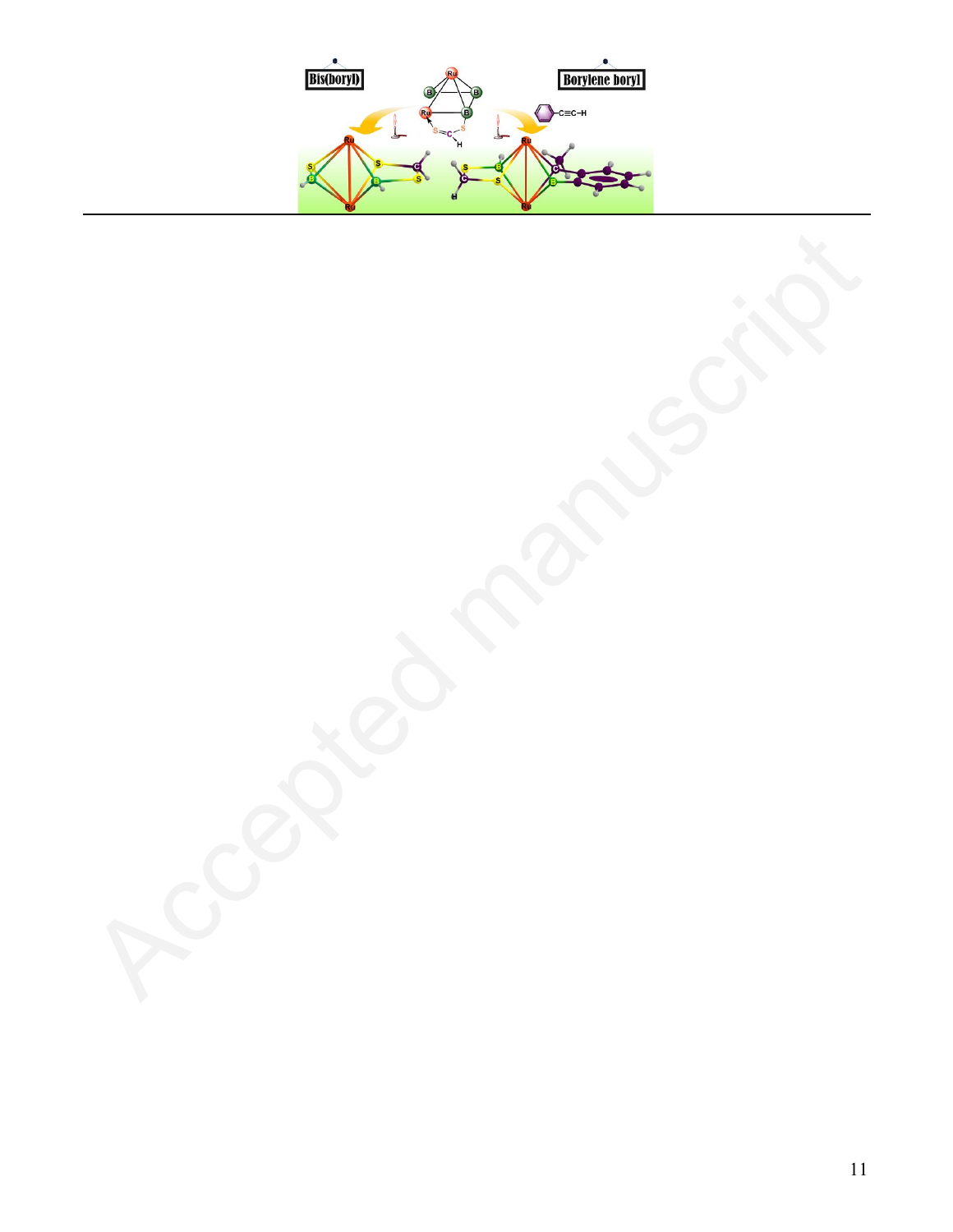Bis(boryl)

Borylene boryl